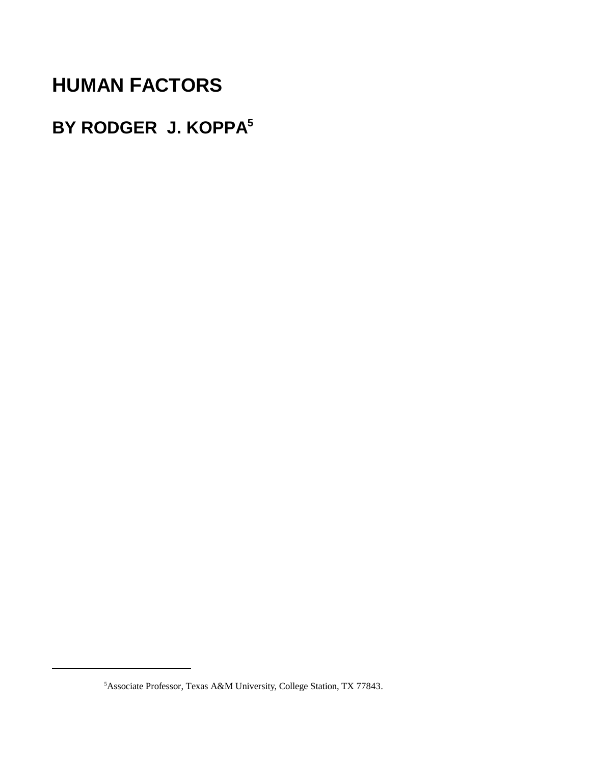# HUMAN FACTORS

## BY RODGER J. KOPPA[5]

[5]Associate Professor, Texas A&M University, College Station, TX 77843.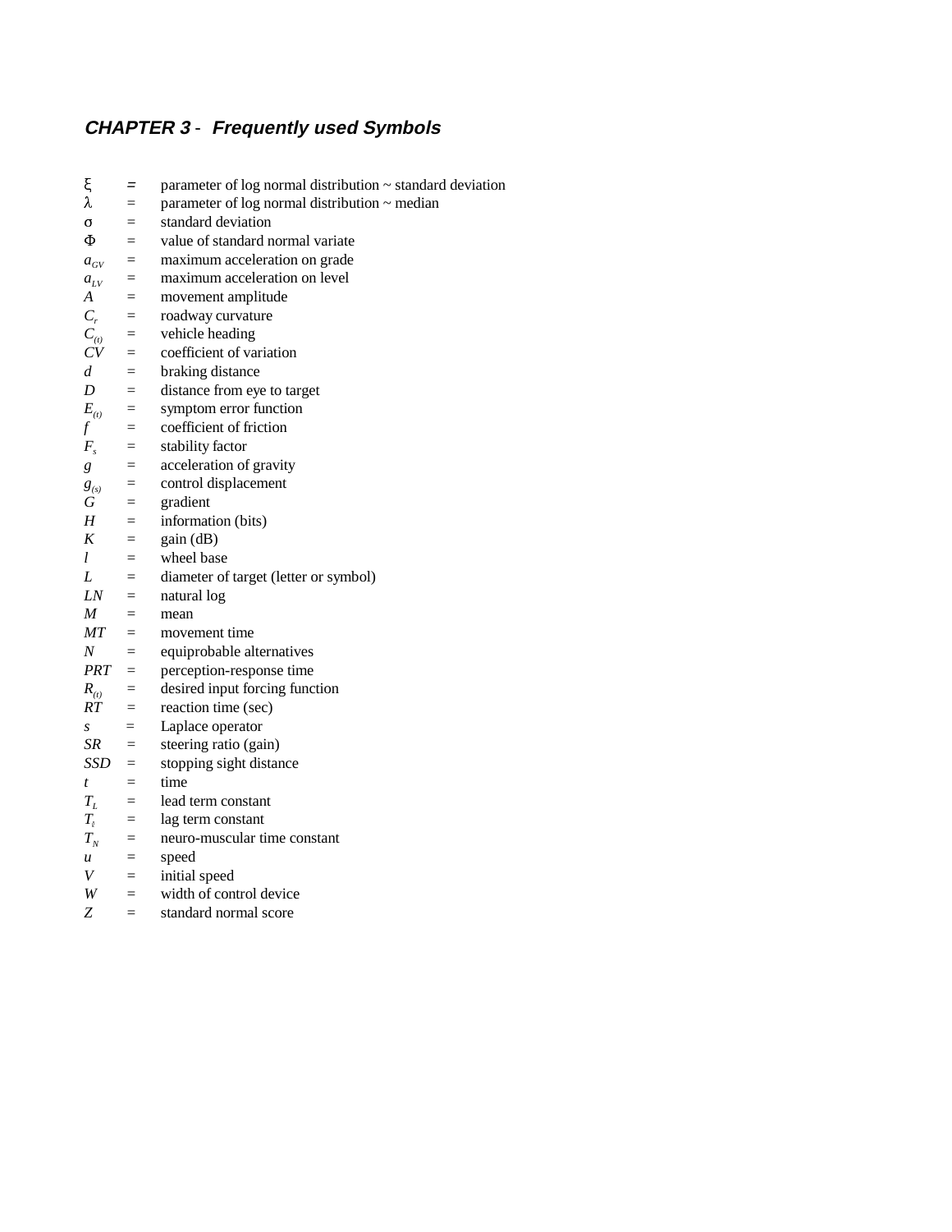## *CHAPTER 3* - *Frequently used Symbols*

$\xi$ = parameter of log normal distribution ~ standard deviation
$\lambda$ = parameter of log normal distribution ~ median
$\sigma$ = standard deviation
$\Phi$ = value of standard normal variate
$a_{GV}$ = maximum acceleration on grade
$a_{LV}$ = maximum acceleration on level
$A$ = movement amplitude
$C_r$ = roadway curvature
$C_{(t)}$ = vehicle heading
$CV$ = coefficient of variation
$d$ = braking distance
$D$ = distance from eye to target
$E_{(t)}$ = symptom error function
$f$ = coefficient of friction
$F_s$ = stability factor
$g$ = acceleration of gravity
$g_{(s)}$ = control displacement
$G$ = gradient
$H$ = information (bits)
$K$ = gain (dB)
$l$ = wheel base
$L$ = diameter of target (letter or symbol)
$LN$ = natural log
$M$ = mean
$MT$ = movement time
$N$ = equiprobable alternatives
$PRT$ = perception-response time
$R_{(t)}$ = desired input forcing function
$RT$ = reaction time (sec)
$s$ = Laplace operator
$SR$ = steering ratio (gain)
$SSD$ = stopping sight distance
$t$ = time
$T_L$ = lead term constant
$T_l$ = lag term constant
$T_N$ = neuro-muscular time constant
$u$ = speed
$V$ = initial speed
$W$ = width of control device
$Z$ = standard normal score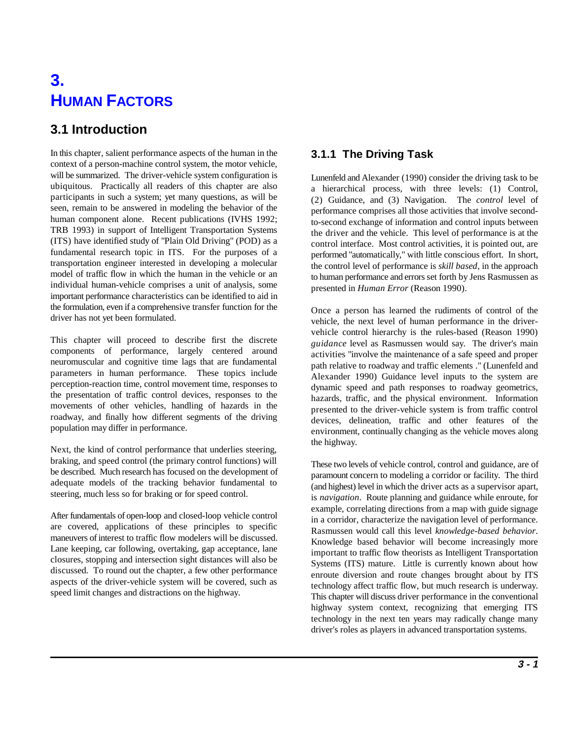// 3.
# HUMAN FACTORS

## 3.1 Introduction

In this chapter, salient performance aspects of the human in the context of a person-machine control system, the motor vehicle, will be summarized. The driver-vehicle system configuration is ubiquitous. Practically all readers of this chapter are also participants in such a system; yet many questions, as will be seen, remain to be answered in modeling the behavior of the human component alone. Recent publications (IVHS 1992; TRB 1993) in support of Intelligent Transportation Systems (ITS) have identified study of "Plain Old Driving" (POD) as a fundamental research topic in ITS. For the purposes of a transportation engineer interested in developing a molecular model of traffic flow in which the human in the vehicle or an individual human-vehicle comprises a unit of analysis, some important performance characteristics can be identified to aid in the formulation, even if a comprehensive transfer function for the driver has not yet been formulated.

This chapter will proceed to describe first the discrete components of performance, largely centered around neuromuscular and cognitive time lags that are fundamental parameters in human performance. These topics include perception-reaction time, control movement time, responses to the presentation of traffic control devices, responses to the movements of other vehicles, handling of hazards in the roadway, and finally how different segments of the driving population may differ in performance.

Next, the kind of control performance that underlies steering, braking, and speed control (the primary control functions) will be described. Much research has focused on the development of adequate models of the tracking behavior fundamental to steering, much less so for braking or for speed control.

After fundamentals of open-loop and closed-loop vehicle control are covered, applications of these principles to specific maneuvers of interest to traffic flow modelers will be discussed. Lane keeping, car following, overtaking, gap acceptance, lane closures, stopping and intersection sight distances will also be discussed. To round out the chapter, a few other performance aspects of the driver-vehicle system will be covered, such as speed limit changes and distractions on the highway.

### 3.1.1 The Driving Task

Lunenfeld and Alexander (1990) consider the driving task to be a hierarchical process, with three levels: (1) Control, (2) Guidance, and (3) Navigation. The *control* level of performance comprises all those activities that involve second-to-second exchange of information and control inputs between the driver and the vehicle. This level of performance is at the control interface. Most control activities, it is pointed out, are performed "automatically," with little conscious effort. In short, the control level of performance is *skill based*, in the approach to human performance and errors set forth by Jens Rasmussen as presented in *Human Error* (Reason 1990).

Once a person has learned the rudiments of control of the vehicle, the next level of human performance in the driver-vehicle control hierarchy is the rules-based (Reason 1990) *guidance* level as Rasmussen would say. The driver's main activities "involve the maintenance of a safe speed and proper path relative to roadway and traffic elements ." (Lunenfeld and Alexander 1990) Guidance level inputs to the system are dynamic speed and path responses to roadway geometrics, hazards, traffic, and the physical environment. Information presented to the driver-vehicle system is from traffic control devices, delineation, traffic and other features of the environment, continually changing as the vehicle moves along the highway.

These two levels of vehicle control, control and guidance, are of paramount concern to modeling a corridor or facility. The third (and highest) level in which the driver acts as a supervisor apart, is *navigation*. Route planning and guidance while enroute, for example, correlating directions from a map with guide signage in a corridor, characterize the navigation level of performance. Rasmussen would call this level *knowledge-based behavior*. Knowledge based behavior will become increasingly more important to traffic flow theorists as Intelligent Transportation Systems (ITS) mature. Little is currently known about how enroute diversion and route changes brought about by ITS technology affect traffic flow, but much research is underway. This chapter will discuss driver performance in the conventional highway system context, recognizing that emerging ITS technology in the next ten years may radically change many driver's roles as players in advanced transportation systems.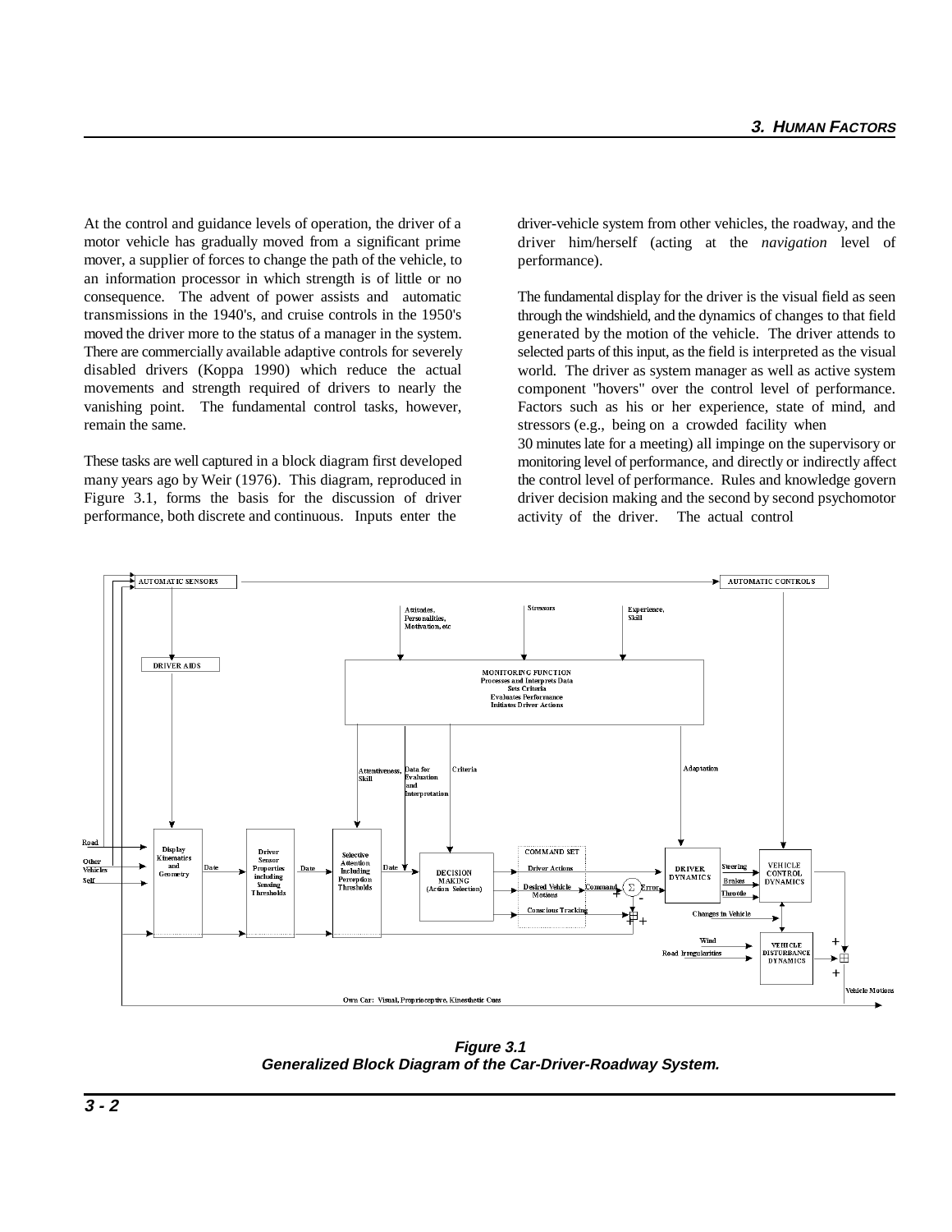At the control and guidance levels of operation, the driver of a motor vehicle has gradually moved from a significant prime mover, a supplier of forces to change the path of the vehicle, to an information processor in which strength is of little or no consequence. The advent of power assists and automatic transmissions in the 1940's, and cruise controls in the 1950's moved the driver more to the status of a manager in the system. There are commercially available adaptive controls for severely disabled drivers (Koppa 1990) which reduce the actual movements and strength required of drivers to nearly the vanishing point. The fundamental control tasks, however, remain the same.

These tasks are well captured in a block diagram first developed many years ago by Weir (1976). This diagram, reproduced in Figure 3.1, forms the basis for the discussion of driver performance, both discrete and continuous. Inputs enter the driver-vehicle system from other vehicles, the roadway, and the driver him/herself (acting at the *navigation* level of performance).

The fundamental display for the driver is the visual field as seen through the windshield, and the dynamics of changes to that field generated by the motion of the vehicle. The driver attends to selected parts of this input, as the field is interpreted as the visual world. The driver as system manager as well as active system component "hovers" over the control level of performance. Factors such as his or her experience, state of mind, and stressors (e.g., being on a crowded facility when 30 minutes late for a meeting) all impinge on the supervisory or monitoring level of performance, and directly or indirectly affect the control level of performance. Rules and knowledge govern driver decision making and the second by second psychomotor activity of the driver. The actual control

***Figure 3.1***
***Generalized Block Diagram of the Car-Driver-Roadway System.***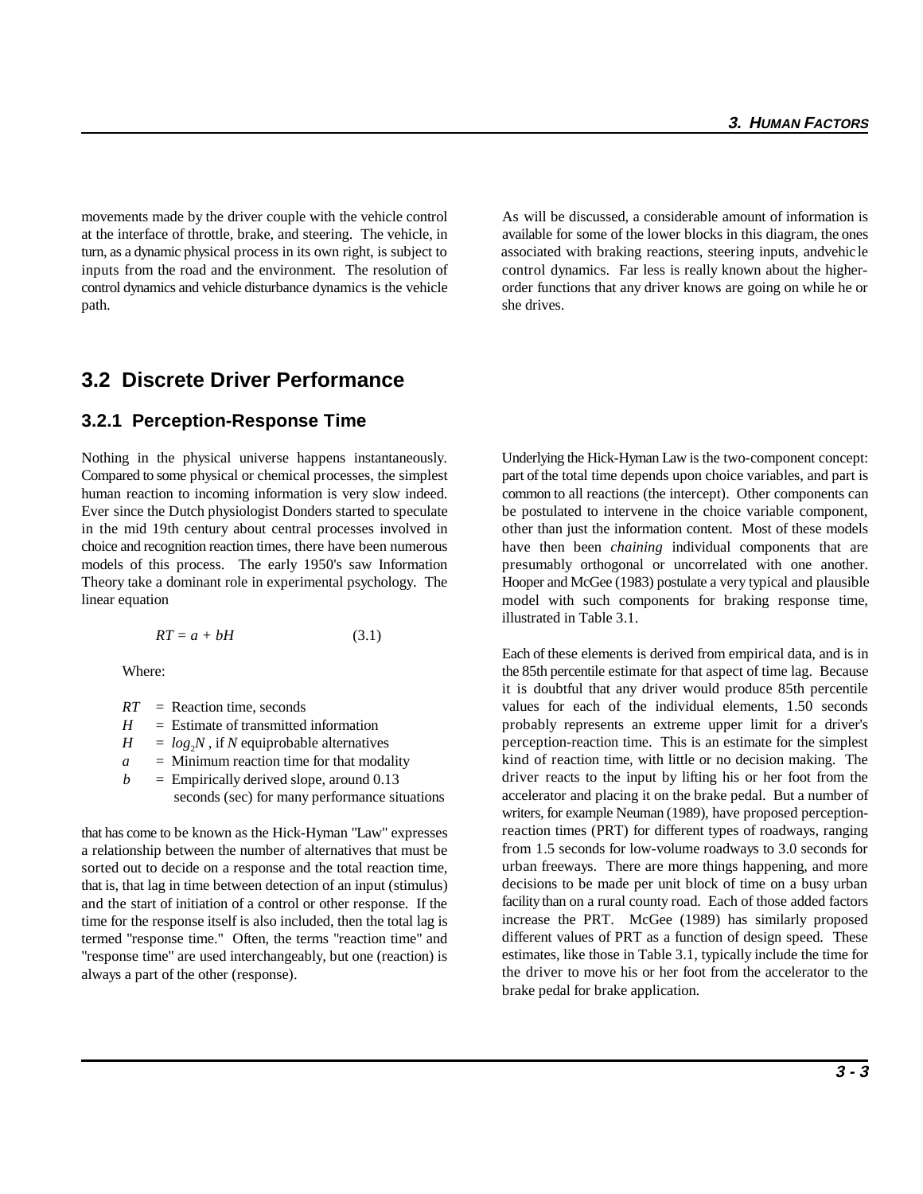movements made by the driver couple with the vehicle control at the interface of throttle, brake, and steering. The vehicle, in turn, as a dynamic physical process in its own right, is subject to inputs from the road and the environment. The resolution of control dynamics and vehicle disturbance dynamics is the vehicle path.

As will be discussed, a considerable amount of information is available for some of the lower blocks in this diagram, the ones associated with braking reactions, steering inputs, and vehicle control dynamics. Far less is really known about the higher-order functions that any driver knows are going on while he or she drives.

## 3.2 Discrete Driver Performance

### 3.2.1 Perception-Response Time

Nothing in the physical universe happens instantaneously. Compared to some physical or chemical processes, the simplest human reaction to incoming information is very slow indeed. Ever since the Dutch physiologist Donders started to speculate in the mid 19th century about central processes involved in choice and recognition reaction times, there have been numerous models of this process. The early 1950's saw Information Theory take a dominant role in experimental psychology. The linear equation

$$RT = a + bH \tag{3.1}$$

Where:

- $RT$ = Reaction time, seconds
- $H$ = Estimate of transmitted information
- $H$ = $log_2 N$, if $N$ equiprobable alternatives
- $a$ = Minimum reaction time for that modality
- $b$ = Empirically derived slope, around 0.13 seconds (sec) for many performance situations

that has come to be known as the Hick-Hyman "Law" expresses a relationship between the number of alternatives that must be sorted out to decide on a response and the total reaction time, that is, that lag in time between detection of an input (stimulus) and the start of initiation of a control or other response. If the time for the response itself is also included, then the total lag is termed "response time." Often, the terms "reaction time" and "response time" are used interchangeably, but one (reaction) is always a part of the other (response).

Underlying the Hick-Hyman Law is the two-component concept: part of the total time depends upon choice variables, and part is common to all reactions (the intercept). Other components can be postulated to intervene in the choice variable component, other than just the information content. Most of these models have then been *chaining* individual components that are presumably orthogonal or uncorrelated with one another. Hooper and McGee (1983) postulate a very typical and plausible model with such components for braking response time, illustrated in Table 3.1.

Each of these elements is derived from empirical data, and is in the 85th percentile estimate for that aspect of time lag. Because it is doubtful that any driver would produce 85th percentile values for each of the individual elements, 1.50 seconds probably represents an extreme upper limit for a driver's perception-reaction time. This is an estimate for the simplest kind of reaction time, with little or no decision making. The driver reacts to the input by lifting his or her foot from the accelerator and placing it on the brake pedal. But a number of writers, for example Neuman (1989), have proposed perception-reaction times (PRT) for different types of roadways, ranging from 1.5 seconds for low-volume roadways to 3.0 seconds for urban freeways. There are more things happening, and more decisions to be made per unit block of time on a busy urban facility than on a rural county road. Each of those added factors increase the PRT. McGee (1989) has similarly proposed different values of PRT as a function of design speed. These estimates, like those in Table 3.1, typically include the time for the driver to move his or her foot from the accelerator to the brake pedal for brake application.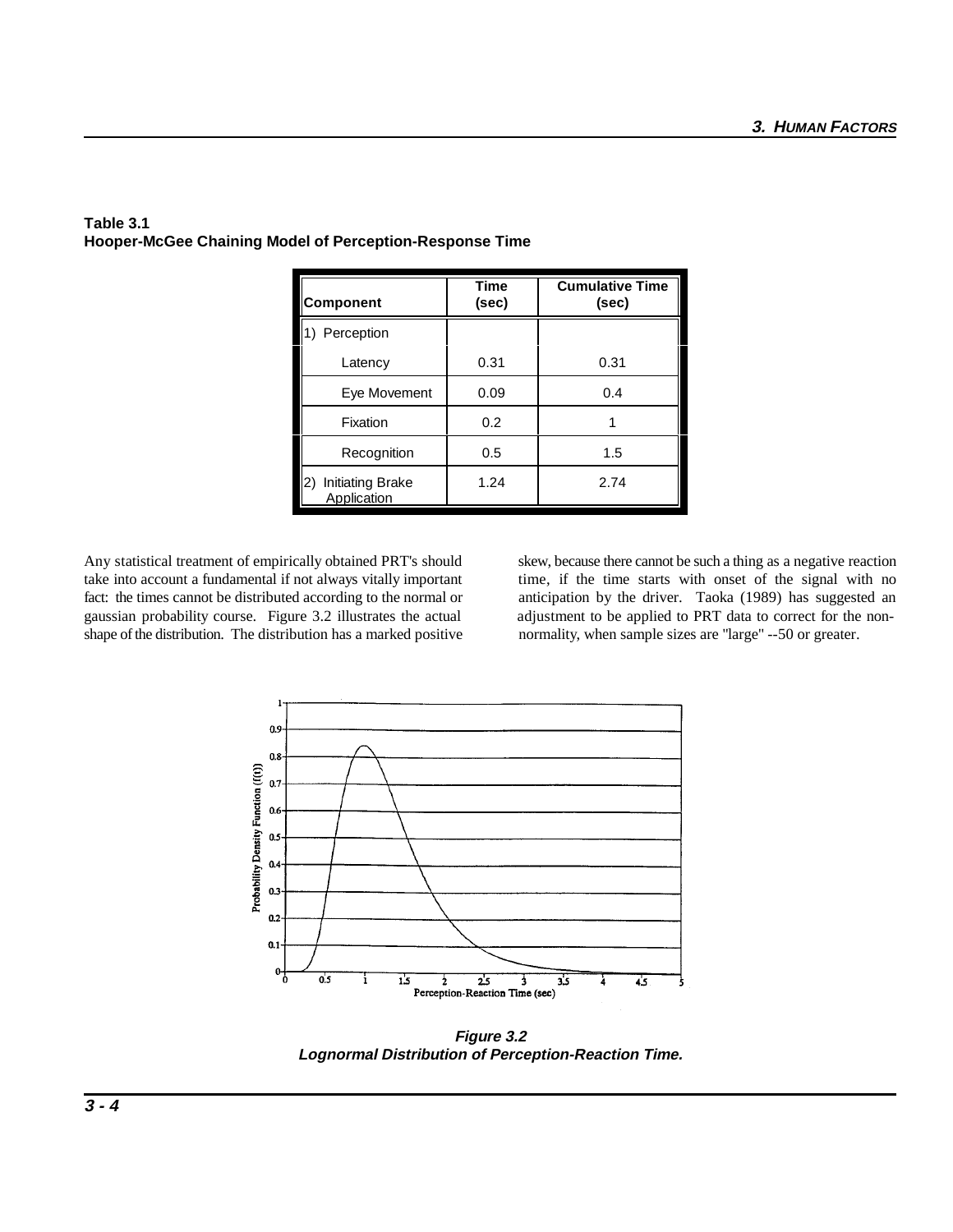**Table 3.1**
**Hooper-McGee Chaining Model of Perception-Response Time**

| Component | Time (sec) | Cumulative Time (sec) |
|---|---|---|
| 1) Perception | | |
| Latency | 0.31 | 0.31 |
| Eye Movement | 0.09 | 0.4 |
| Fixation | 0.2 | 1 |
| Recognition | 0.5 | 1.5 |
| 2) Initiating Brake Application | 1.24 | 2.74 |

Any statistical treatment of empirically obtained PRT's should take into account a fundamental if not always vitally important fact: the times cannot be distributed according to the normal or gaussian probability course. Figure 3.2 illustrates the actual shape of the distribution. The distribution has a marked positive skew, because there cannot be such a thing as a negative reaction time, if the time starts with onset of the signal with no anticipation by the driver. Taoka (1989) has suggested an adjustment to be applied to PRT data to correct for the non-normality, when sample sizes are "large" --50 or greater.

***Figure 3.2***
***Lognormal Distribution of Perception-Reaction Time.***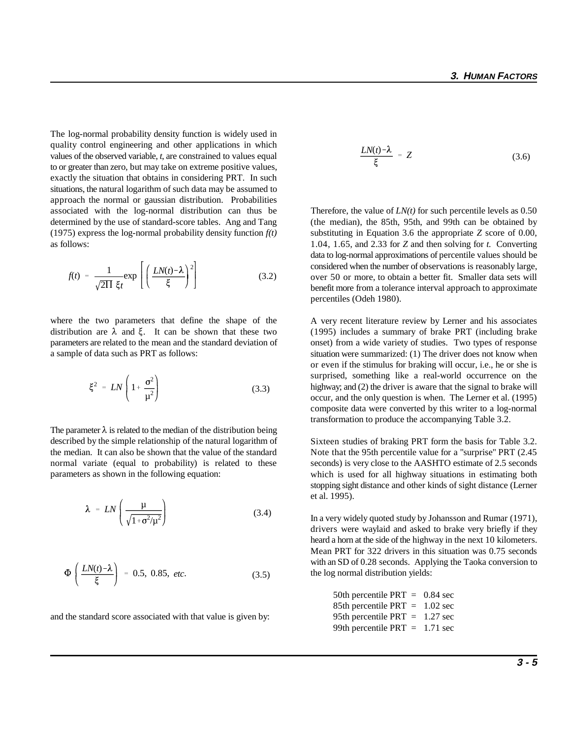The log-normal probability density function is widely used in quality control engineering and other applications in which values of the observed variable, *t*, are constrained to values equal to or greater than zero, but may take on extreme positive values, exactly the situation that obtains in considering PRT. In such situations, the natural logarithm of such data may be assumed to approach the normal or gaussian distribution. Probabilities associated with the log-normal distribution can thus be determined by the use of standard-score tables. Ang and Tang (1975) express the log-normal probability density function *f(t)* as follows:

$$f(t) = \frac{1}{\sqrt{2\Pi}\,\xi t}\exp\left[\left(\frac{LN(t)-\lambda}{\xi}\right)^{2}\right] \tag{3.2}$$

where the two parameters that define the shape of the distribution are $\lambda$ and $\xi$. It can be shown that these two parameters are related to the mean and the standard deviation of a sample of data such as PRT as follows:

$$\xi^{2} = LN\left(1+\frac{\sigma^{2}}{\mu^{2}}\right) \tag{3.3}$$

The parameter $\lambda$ is related to the median of the distribution being described by the simple relationship of the natural logarithm of the median. It can also be shown that the value of the standard normal variate (equal to probability) is related to these parameters as shown in the following equation:

$$\lambda = LN\left(\frac{\mu}{\sqrt{1+\sigma^{2}/\mu^{2}}}\right) \tag{3.4}$$

$$\Phi\left(\frac{LN(t)-\lambda}{\xi}\right) = 0.5,\ 0.85,\ etc. \tag{3.5}$$

and the standard score associated with that value is given by:

$$\frac{LN(t)-\lambda}{\xi} = Z \tag{3.6}$$

Therefore, the value of *LN(t)* for such percentile levels as 0.50 (the median), the 85th, 95th, and 99th can be obtained by substituting in Equation 3.6 the appropriate *Z* score of 0.00, 1.04, 1.65, and 2.33 for *Z* and then solving for *t*. Converting data to log-normal approximations of percentile values should be considered when the number of observations is reasonably large, over 50 or more, to obtain a better fit. Smaller data sets will benefit more from a tolerance interval approach to approximate percentiles (Odeh 1980).

A very recent literature review by Lerner and his associates (1995) includes a summary of brake PRT (including brake onset) from a wide variety of studies. Two types of response situation were summarized: (1) The driver does not know when or even if the stimulus for braking will occur, i.e., he or she is surprised, something like a real-world occurrence on the highway; and (2) the driver is aware that the signal to brake will occur, and the only question is when. The Lerner et al. (1995) composite data were converted by this writer to a log-normal transformation to produce the accompanying Table 3.2.

Sixteen studies of braking PRT form the basis for Table 3.2. Note that the 95th percentile value for a "surprise" PRT (2.45 seconds) is very close to the AASHTO estimate of 2.5 seconds which is used for all highway situations in estimating both stopping sight distance and other kinds of sight distance (Lerner et al. 1995).

In a very widely quoted study by Johansson and Rumar (1971), drivers were waylaid and asked to brake very briefly if they heard a horn at the side of the highway in the next 10 kilometers. Mean PRT for 322 drivers in this situation was 0.75 seconds with an SD of 0.28 seconds. Applying the Taoka conversion to the log normal distribution yields:

50th percentile PRT = 0.84 sec  
85th percentile PRT = 1.02 sec  
95th percentile PRT = 1.27 sec  
99th percentile PRT = 1.71 sec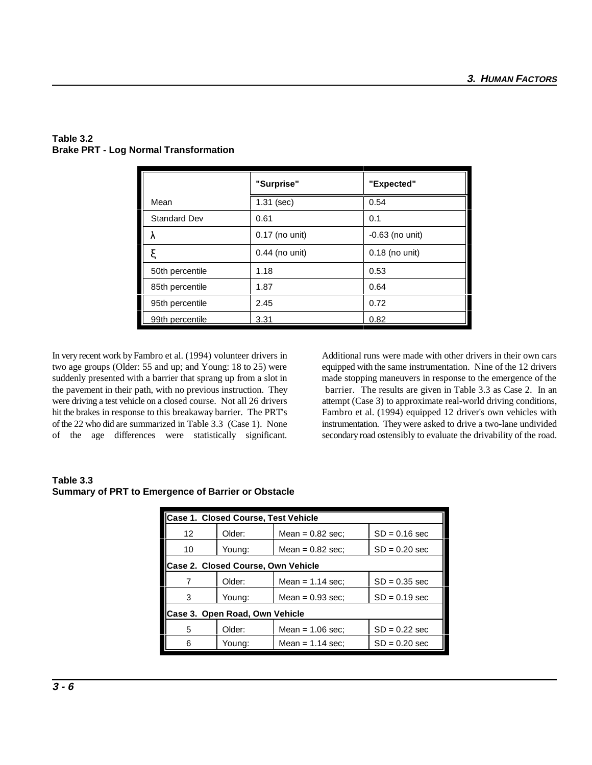**Table 3.2**
**Brake PRT - Log Normal Transformation**

| | "Surprise" | "Expected" |
|---|---|---|
| Mean | 1.31 (sec) | 0.54 |
| Standard Dev | 0.61 | 0.1 |
| $\lambda$ | 0.17 (no unit) | -0.63 (no unit) |
| $\xi$ | 0.44 (no unit) | 0.18 (no unit) |
| 50th percentile | 1.18 | 0.53 |
| 85th percentile | 1.87 | 0.64 |
| 95th percentile | 2.45 | 0.72 |
| 99th percentile | 3.31 | 0.82 |

In very recent work by Fambro et al. (1994) volunteer drivers in two age groups (Older: 55 and up; and Young: 18 to 25) were suddenly presented with a barrier that sprang up from a slot in the pavement in their path, with no previous instruction. They were driving a test vehicle on a closed course. Not all 26 drivers hit the brakes in response to this breakaway barrier. The PRT's of the 22 who did are summarized in Table 3.3 (Case 1). None of the age differences were statistically significant. Additional runs were made with other drivers in their own cars equipped with the same instrumentation. Nine of the 12 drivers made stopping maneuvers in response to the emergence of the barrier. The results are given in Table 3.3 as Case 2. In an attempt (Case 3) to approximate real-world driving conditions, Fambro et al. (1994) equipped 12 driver's own vehicles with instrumentation. They were asked to drive a two-lane undivided secondary road ostensibly to evaluate the drivability of the road.

**Table 3.3**
**Summary of PRT to Emergence of Barrier or Obstacle**

| | | | |
|---|---|---|---|
| **Case 1. Closed Course, Test Vehicle** | | | |
| 12 | Older: | Mean = 0.82 sec; | SD = 0.16 sec |
| 10 | Young: | Mean = 0.82 sec; | SD = 0.20 sec |
| **Case 2. Closed Course, Own Vehicle** | | | |
| 7 | Older: | Mean = 1.14 sec; | SD = 0.35 sec |
| 3 | Young: | Mean = 0.93 sec; | SD = 0.19 sec |
| **Case 3. Open Road, Own Vehicle** | | | |
| 5 | Older: | Mean = 1.06 sec; | SD = 0.22 sec |
| 6 | Young: | Mean = 1.14 sec; | SD = 0.20 sec |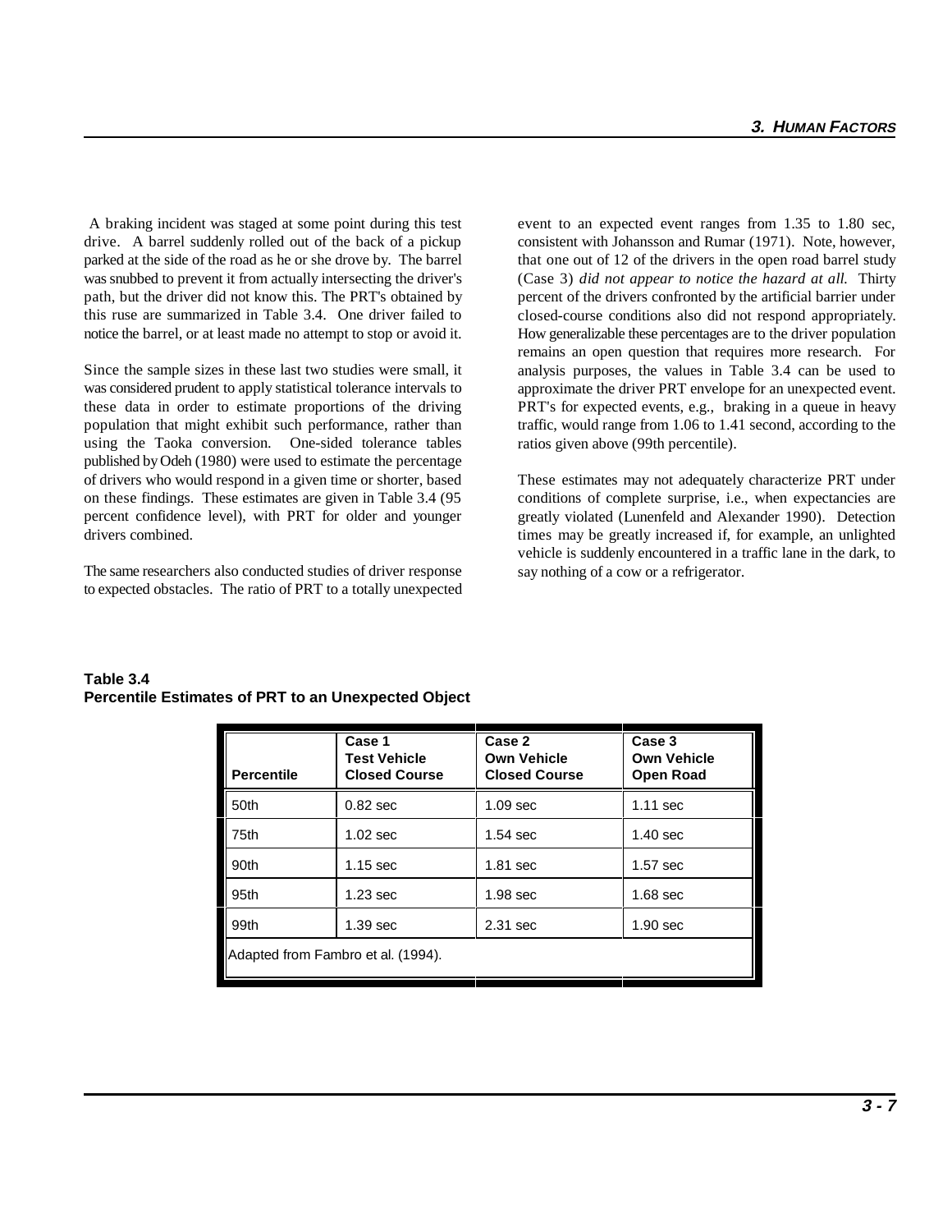A braking incident was staged at some point during this test drive. A barrel suddenly rolled out of the back of a pickup parked at the side of the road as he or she drove by. The barrel was snubbed to prevent it from actually intersecting the driver's path, but the driver did not know this. The PRT's obtained by this ruse are summarized in Table 3.4. One driver failed to notice the barrel, or at least made no attempt to stop or avoid it.

Since the sample sizes in these last two studies were small, it was considered prudent to apply statistical tolerance intervals to these data in order to estimate proportions of the driving population that might exhibit such performance, rather than using the Taoka conversion. One-sided tolerance tables published by Odeh (1980) were used to estimate the percentage of drivers who would respond in a given time or shorter, based on these findings. These estimates are given in Table 3.4 (95 percent confidence level), with PRT for older and younger drivers combined.

The same researchers also conducted studies of driver response to expected obstacles. The ratio of PRT to a totally unexpected event to an expected event ranges from 1.35 to 1.80 sec, consistent with Johansson and Rumar (1971). Note, however, that one out of 12 of the drivers in the open road barrel study (Case 3) *did not appear to notice the hazard at all.* Thirty percent of the drivers confronted by the artificial barrier under closed-course conditions also did not respond appropriately. How generalizable these percentages are to the driver population remains an open question that requires more research. For analysis purposes, the values in Table 3.4 can be used to approximate the driver PRT envelope for an unexpected event. PRT's for expected events, e.g., braking in a queue in heavy traffic, would range from 1.06 to 1.41 second, according to the ratios given above (99th percentile).

These estimates may not adequately characterize PRT under conditions of complete surprise, i.e., when expectancies are greatly violated (Lunenfeld and Alexander 1990). Detection times may be greatly increased if, for example, an unlighted vehicle is suddenly encountered in a traffic lane in the dark, to say nothing of a cow or a refrigerator.

**Table 3.4**
**Percentile Estimates of PRT to an Unexpected Object**

| Percentile | Case 1 Test Vehicle Closed Course | Case 2 Own Vehicle Closed Course | Case 3 Own Vehicle Open Road |
|---|---|---|---|
| 50th | 0.82 sec | 1.09 sec | 1.11 sec |
| 75th | 1.02 sec | 1.54 sec | 1.40 sec |
| 90th | 1.15 sec | 1.81 sec | 1.57 sec |
| 95th | 1.23 sec | 1.98 sec | 1.68 sec |
| 99th | 1.39 sec | 2.31 sec | 1.90 sec |

Adapted from Fambro et al. (1994).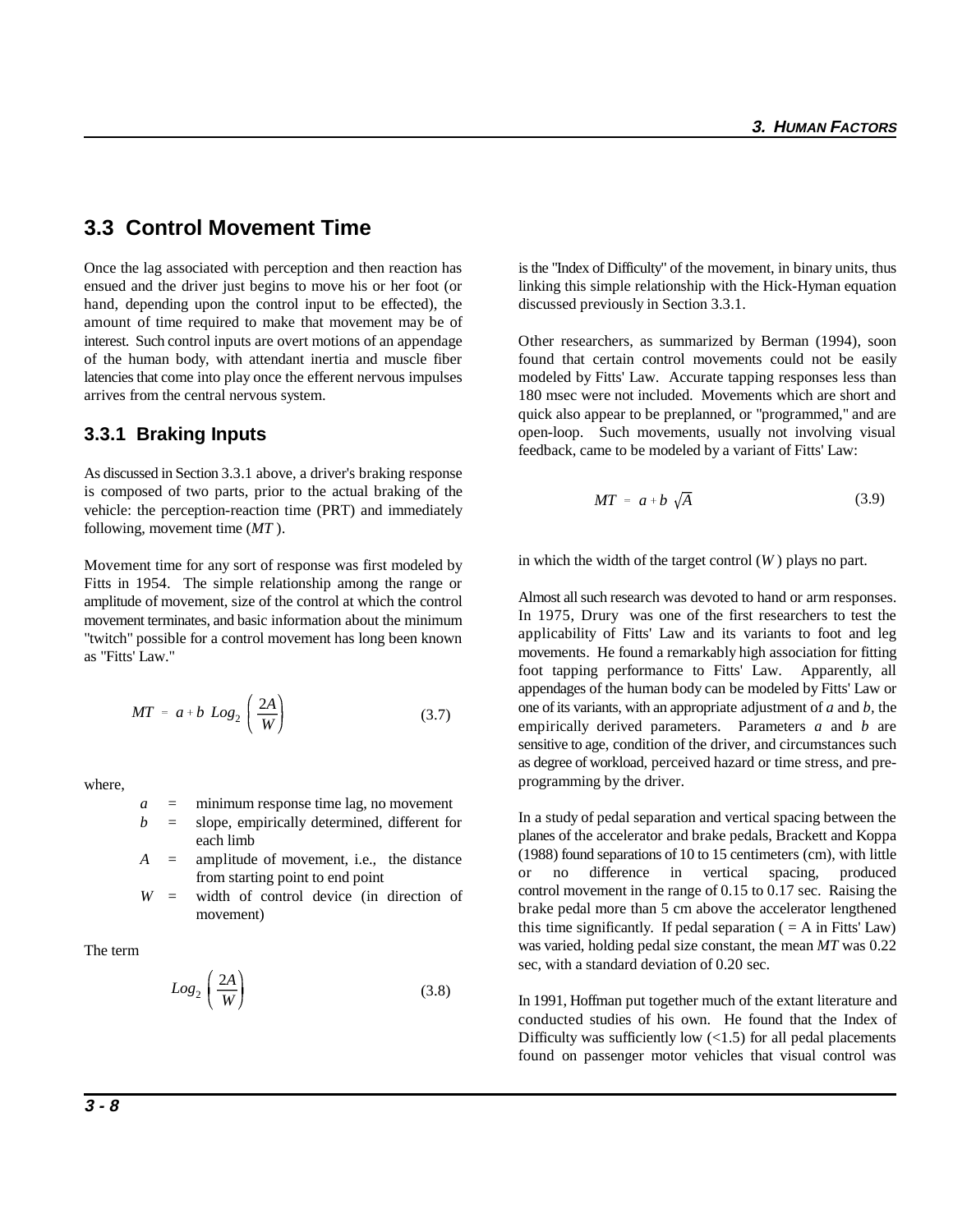## 3.3 Control Movement Time

Once the lag associated with perception and then reaction has ensued and the driver just begins to move his or her foot (or hand, depending upon the control input to be effected), the amount of time required to make that movement may be of interest. Such control inputs are overt motions of an appendage of the human body, with attendant inertia and muscle fiber latencies that come into play once the efferent nervous impulses arrives from the central nervous system.

### 3.3.1 Braking Inputs

As discussed in Section 3.3.1 above, a driver's braking response is composed of two parts, prior to the actual braking of the vehicle: the perception-reaction time (PRT) and immediately following, movement time (*MT* ).

Movement time for any sort of response was first modeled by Fitts in 1954. The simple relationship among the range or amplitude of movement, size of the control at which the control movement terminates, and basic information about the minimum "twitch" possible for a control movement has long been known as "Fitts' Law."

$$MT = a + b \ Log_2 \left( \frac{2A}{W} \right) \tag{3.7}$$

where,

- $a$ = minimum response time lag, no movement
- $b$ = slope, empirically determined, different for each limb
- $A$ = amplitude of movement, i.e., the distance from starting point to end point
- $W$ = width of control device (in direction of movement)

The term

$$Log_2 \left( \frac{2A}{W} \right) \tag{3.8}$$

is the "Index of Difficulty" of the movement, in binary units, thus linking this simple relationship with the Hick-Hyman equation discussed previously in Section 3.3.1.

Other researchers, as summarized by Berman (1994), soon found that certain control movements could not be easily modeled by Fitts' Law. Accurate tapping responses less than 180 msec were not included. Movements which are short and quick also appear to be preplanned, or "programmed," and are open-loop. Such movements, usually not involving visual feedback, came to be modeled by a variant of Fitts' Law:

$$MT = a + b \ \sqrt{A} \tag{3.9}$$

in which the width of the target control ($W$) plays no part.

Almost all such research was devoted to hand or arm responses. In 1975, Drury was one of the first researchers to test the applicability of Fitts' Law and its variants to foot and leg movements. He found a remarkably high association for fitting foot tapping performance to Fitts' Law. Apparently, all appendages of the human body can be modeled by Fitts' Law or one of its variants, with an appropriate adjustment of $a$ and $b$, the empirically derived parameters. Parameters $a$ and $b$ are sensitive to age, condition of the driver, and circumstances such as degree of workload, perceived hazard or time stress, and pre-programming by the driver.

In a study of pedal separation and vertical spacing between the planes of the accelerator and brake pedals, Brackett and Koppa (1988) found separations of 10 to 15 centimeters (cm), with little or no difference in vertical spacing, produced control movement in the range of 0.15 to 0.17 sec. Raising the brake pedal more than 5 cm above the accelerator lengthened this time significantly. If pedal separation ( = A in Fitts' Law) was varied, holding pedal size constant, the mean *MT* was 0.22 sec, with a standard deviation of 0.20 sec.

In 1991, Hoffman put together much of the extant literature and conducted studies of his own. He found that the Index of Difficulty was sufficiently low (<1.5) for all pedal placements found on passenger motor vehicles that visual control was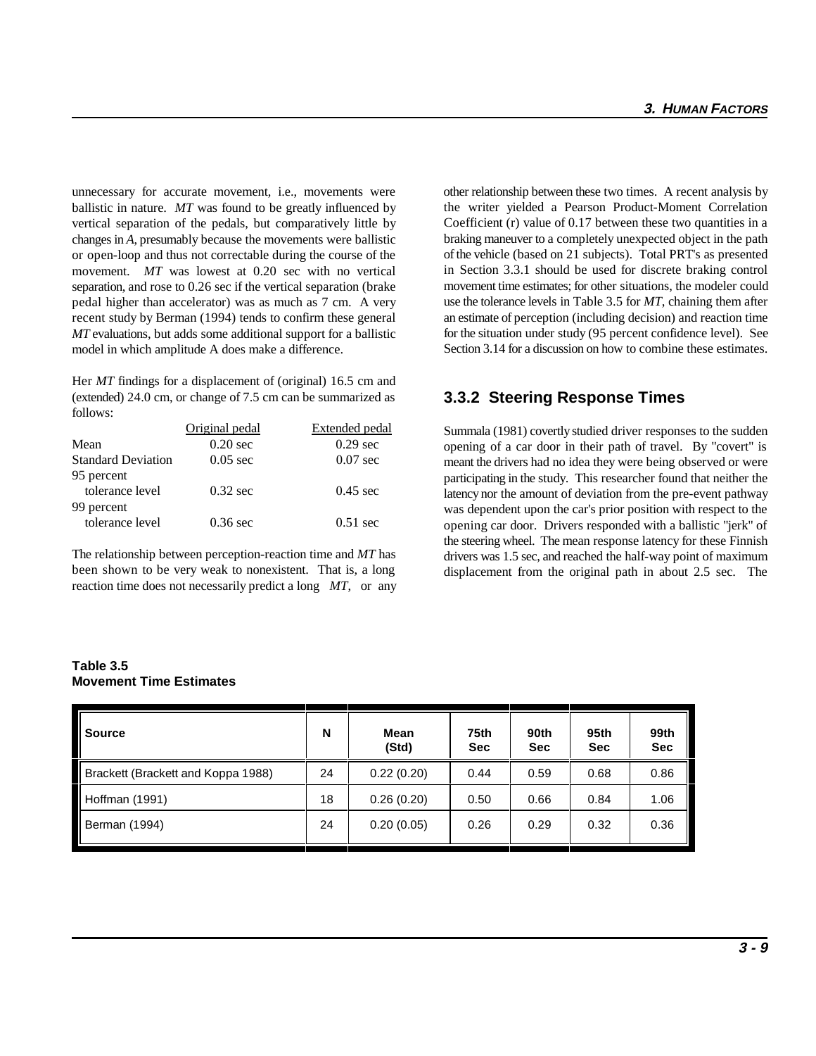unnecessary for accurate movement, i.e., movements were ballistic in nature. *MT* was found to be greatly influenced by vertical separation of the pedals, but comparatively little by changes in *A*, presumably because the movements were ballistic or open-loop and thus not correctable during the course of the movement. *MT* was lowest at 0.20 sec with no vertical separation, and rose to 0.26 sec if the vertical separation (brake pedal higher than accelerator) was as much as 7 cm. A very recent study by Berman (1994) tends to confirm these general *MT* evaluations, but adds some additional support for a ballistic model in which amplitude A does make a difference.

Her *MT* findings for a displacement of (original) 16.5 cm and (extended) 24.0 cm, or change of 7.5 cm can be summarized as follows:

| | Original pedal | Extended pedal |
|---|---|---|
| Mean | 0.20 sec | 0.29 sec |
| Standard Deviation | 0.05 sec | 0.07 sec |
| 95 percent tolerance level | 0.32 sec | 0.45 sec |
| 99 percent tolerance level | 0.36 sec | 0.51 sec |

The relationship between perception-reaction time and *MT* has been shown to be very weak to nonexistent. That is, a long reaction time does not necessarily predict a long *MT*, or any other relationship between these two times. A recent analysis by the writer yielded a Pearson Product-Moment Correlation Coefficient (r) value of 0.17 between these two quantities in a braking maneuver to a completely unexpected object in the path of the vehicle (based on 21 subjects). Total PRT's as presented in Section 3.3.1 should be used for discrete braking control movement time estimates; for other situations, the modeler could use the tolerance levels in Table 3.5 for *MT*, chaining them after an estimate of perception (including decision) and reaction time for the situation under study (95 percent confidence level). See Section 3.14 for a discussion on how to combine these estimates.

### 3.3.2 Steering Response Times

Summala (1981) covertly studied driver responses to the sudden opening of a car door in their path of travel. By "covert" is meant the drivers had no idea they were being observed or were participating in the study. This researcher found that neither the latency nor the amount of deviation from the pre-event pathway was dependent upon the car's prior position with respect to the opening car door. Drivers responded with a ballistic "jerk" of the steering wheel. The mean response latency for these Finnish drivers was 1.5 sec, and reached the half-way point of maximum displacement from the original path in about 2.5 sec. The

**Table 3.5**
**Movement Time Estimates**

| Source | N | Mean (Std) | 75th Sec | 90th Sec | 95th Sec | 99th Sec |
|---|---|---|---|---|---|---|
| Brackett (Brackett and Koppa 1988) | 24 | 0.22 (0.20) | 0.44 | 0.59 | 0.68 | 0.86 |
| Hoffman (1991) | 18 | 0.26 (0.20) | 0.50 | 0.66 | 0.84 | 1.06 |
| Berman (1994) | 24 | 0.20 (0.05) | 0.26 | 0.29 | 0.32 | 0.36 |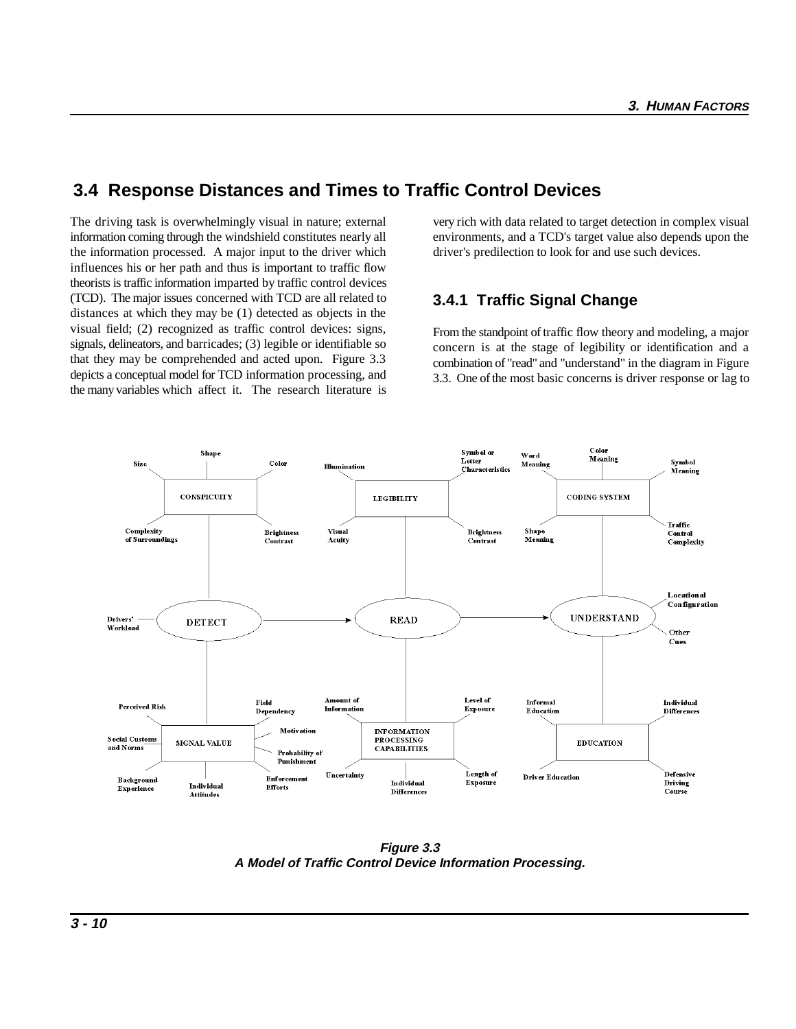## 3.4 Response Distances and Times to Traffic Control Devices

The driving task is overwhelmingly visual in nature; external information coming through the windshield constitutes nearly all the information processed. A major input to the driver which influences his or her path and thus is important to traffic flow theorists is traffic information imparted by traffic control devices (TCD). The major issues concerned with TCD are all related to distances at which they may be (1) detected as objects in the visual field; (2) recognized as traffic control devices: signs, signals, delineators, and barricades; (3) legible or identifiable so that they may be comprehended and acted upon. Figure 3.3 depicts a conceptual model for TCD information processing, and the many variables which affect it. The research literature is very rich with data related to target detection in complex visual environments, and a TCD's target value also depends upon the driver's predilection to look for and use such devices.

### 3.4.1 Traffic Signal Change

From the standpoint of traffic flow theory and modeling, a major concern is at the stage of legibility or identification and a combination of "read" and "understand" in the diagram in Figure 3.3. One of the most basic concerns is driver response or lag to

***Figure 3.3***
***A Model of Traffic Control Device Information Processing.***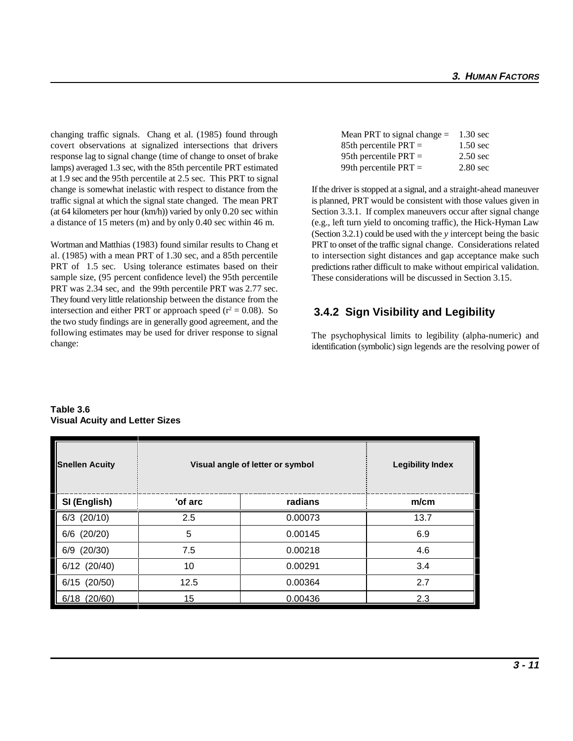changing traffic signals. Chang et al. (1985) found through covert observations at signalized intersections that drivers response lag to signal change (time of change to onset of brake lamps) averaged 1.3 sec, with the 85th percentile PRT estimated at 1.9 sec and the 95th percentile at 2.5 sec. This PRT to signal change is somewhat inelastic with respect to distance from the traffic signal at which the signal state changed. The mean PRT (at 64 kilometers per hour (km/h)) varied by only 0.20 sec within a distance of 15 meters (m) and by only 0.40 sec within 46 m.

Wortman and Matthias (1983) found similar results to Chang et al. (1985) with a mean PRT of 1.30 sec, and a 85th percentile PRT of 1.5 sec. Using tolerance estimates based on their sample size, (95 percent confidence level) the 95th percentile PRT was 2.34 sec, and the 99th percentile PRT was 2.77 sec. They found very little relationship between the distance from the intersection and either PRT or approach speed ($r^2 = 0.08$). So the two study findings are in generally good agreement, and the following estimates may be used for driver response to signal change:

| | |
|---|---|
| Mean PRT to signal change = | 1.30 sec |
| 85th percentile PRT = | 1.50 sec |
| 95th percentile PRT = | 2.50 sec |
| 99th percentile PRT = | 2.80 sec |

If the driver is stopped at a signal, and a straight-ahead maneuver is planned, PRT would be consistent with those values given in Section 3.3.1. If complex maneuvers occur after signal change (e.g., left turn yield to oncoming traffic), the Hick-Hyman Law (Section 3.2.1) could be used with the *y* intercept being the basic PRT to onset of the traffic signal change. Considerations related to intersection sight distances and gap acceptance make such predictions rather difficult to make without empirical validation. These considerations will be discussed in Section 3.15.

### 3.4.2 Sign Visibility and Legibility

The psychophysical limits to legibility (alpha-numeric) and identification (symbolic) sign legends are the resolving power of

**Table 3.6**
**Visual Acuity and Letter Sizes**

| Snellen Acuity | Visual angle of letter or symbol | | Legibility Index |
|---|---|---|---|
| SI (English) | 'of arc | radians | m/cm |
| 6/3 (20/10) | 2.5 | 0.00073 | 13.7 |
| 6/6 (20/20) | 5 | 0.00145 | 6.9 |
| 6/9 (20/30) | 7.5 | 0.00218 | 4.6 |
| 6/12 (20/40) | 10 | 0.00291 | 3.4 |
| 6/15 (20/50) | 12.5 | 0.00364 | 2.7 |
| 6/18 (20/60) | 15 | 0.00436 | 2.3 |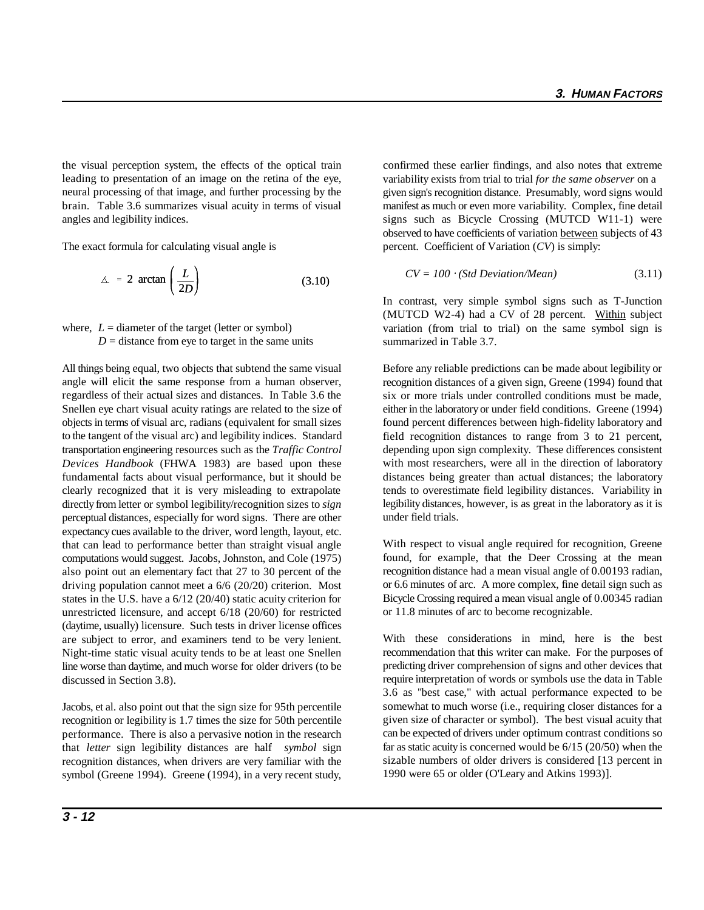the visual perception system, the effects of the optical train leading to presentation of an image on the retina of the eye, neural processing of that image, and further processing by the brain. Table 3.6 summarizes visual acuity in terms of visual angles and legibility indices.

The exact formula for calculating visual angle is

$$\measuredangle = 2 \arctan\left(\frac{L}{2D}\right) \tag{3.10}$$

where, $L$ = diameter of the target (letter or symbol)
$D$ = distance from eye to target in the same units

All things being equal, two objects that subtend the same visual angle will elicit the same response from a human observer, regardless of their actual sizes and distances. In Table 3.6 the Snellen eye chart visual acuity ratings are related to the size of objects in terms of visual arc, radians (equivalent for small sizes to the tangent of the visual arc) and legibility indices. Standard transportation engineering resources such as the *Traffic Control Devices Handbook* (FHWA 1983) are based upon these fundamental facts about visual performance, but it should be clearly recognized that it is very misleading to extrapolate directly from letter or symbol legibility/recognition sizes to *sign* perceptual distances, especially for word signs. There are other expectancy cues available to the driver, word length, layout, etc. that can lead to performance better than straight visual angle computations would suggest. Jacobs, Johnston, and Cole (1975) also point out an elementary fact that 27 to 30 percent of the driving population cannot meet a 6/6 (20/20) criterion. Most states in the U.S. have a 6/12 (20/40) static acuity criterion for unrestricted licensure, and accept 6/18 (20/60) for restricted (daytime, usually) licensure. Such tests in driver license offices are subject to error, and examiners tend to be very lenient. Night-time static visual acuity tends to be at least one Snellen line worse than daytime, and much worse for older drivers (to be discussed in Section 3.8).

Jacobs, et al. also point out that the sign size for 95th percentile recognition or legibility is 1.7 times the size for 50th percentile performance. There is also a pervasive notion in the research that *letter* sign legibility distances are half *symbol* sign recognition distances, when drivers are very familiar with the symbol (Greene 1994). Greene (1994), in a very recent study, confirmed these earlier findings, and also notes that extreme variability exists from trial to trial *for the same observer* on a given sign's recognition distance. Presumably, word signs would manifest as much or even more variability. Complex, fine detail signs such as Bicycle Crossing (MUTCD W11-1) were observed to have coefficients of variation between subjects of 43 percent. Coefficient of Variation (*CV*) is simply:

$$CV = 100 \cdot (Std\ Deviation/Mean) \tag{3.11}$$

In contrast, very simple symbol signs such as T-Junction (MUTCD W2-4) had a CV of 28 percent. Within subject variation (from trial to trial) on the same symbol sign is summarized in Table 3.7.

Before any reliable predictions can be made about legibility or recognition distances of a given sign, Greene (1994) found that six or more trials under controlled conditions must be made, either in the laboratory or under field conditions. Greene (1994) found percent differences between high-fidelity laboratory and field recognition distances to range from 3 to 21 percent, depending upon sign complexity. These differences consistent with most researchers, were all in the direction of laboratory distances being greater than actual distances; the laboratory tends to overestimate field legibility distances. Variability in legibility distances, however, is as great in the laboratory as it is under field trials.

With respect to visual angle required for recognition, Greene found, for example, that the Deer Crossing at the mean recognition distance had a mean visual angle of 0.00193 radian, or 6.6 minutes of arc. A more complex, fine detail sign such as Bicycle Crossing required a mean visual angle of 0.00345 radian or 11.8 minutes of arc to become recognizable.

With these considerations in mind, here is the best recommendation that this writer can make. For the purposes of predicting driver comprehension of signs and other devices that require interpretation of words or symbols use the data in Table 3.6 as "best case," with actual performance expected to be somewhat to much worse (i.e., requiring closer distances for a given size of character or symbol). The best visual acuity that can be expected of drivers under optimum contrast conditions so far as static acuity is concerned would be 6/15 (20/50) when the sizable numbers of older drivers is considered [13 percent in 1990 were 65 or older (O'Leary and Atkins 1993)].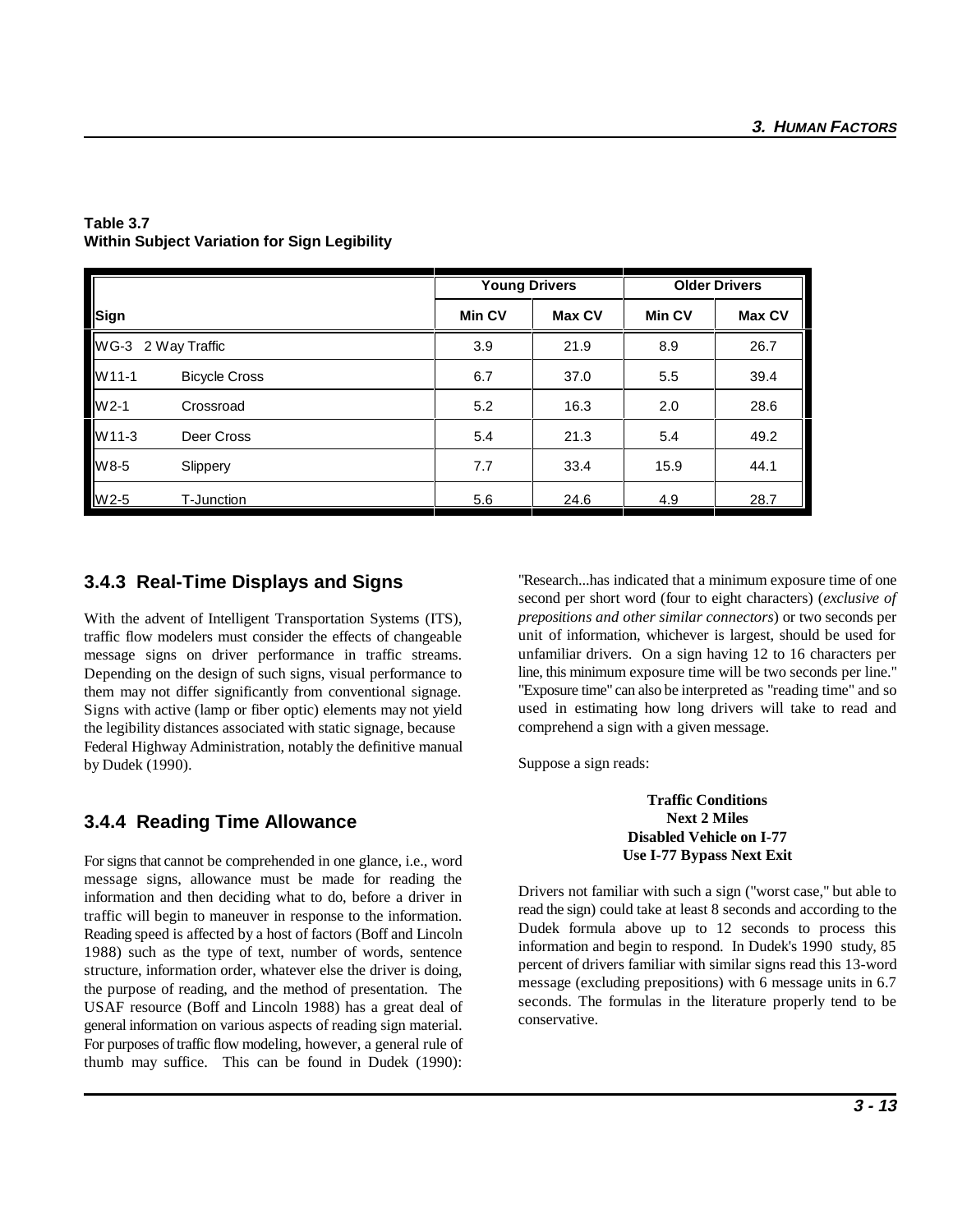**Table 3.7**
**Within Subject Variation for Sign Legibility**

| Sign | | Young Drivers | | Older Drivers | |
|---|---|---|---|---|---|
| | | Min CV | Max CV | Min CV | Max CV |
| WG-3 | 2 Way Traffic | 3.9 | 21.9 | 8.9 | 26.7 |
| W11-1 | Bicycle Cross | 6.7 | 37.0 | 5.5 | 39.4 |
| W2-1 | Crossroad | 5.2 | 16.3 | 2.0 | 28.6 |
| W11-3 | Deer Cross | 5.4 | 21.3 | 5.4 | 49.2 |
| W8-5 | Slippery | 7.7 | 33.4 | 15.9 | 44.1 |
| W2-5 | T-Junction | 5.6 | 24.6 | 4.9 | 28.7 |

### 3.4.3 Real-Time Displays and Signs

With the advent of Intelligent Transportation Systems (ITS), traffic flow modelers must consider the effects of changeable message signs on driver performance in traffic streams. Depending on the design of such signs, visual performance to them may not differ significantly from conventional signage. Signs with active (lamp or fiber optic) elements may not yield the legibility distances associated with static signage, because Federal Highway Administration, notably the definitive manual by Dudek (1990).

### 3.4.4 Reading Time Allowance

For signs that cannot be comprehended in one glance, i.e., word message signs, allowance must be made for reading the information and then deciding what to do, before a driver in traffic will begin to maneuver in response to the information. Reading speed is affected by a host of factors (Boff and Lincoln 1988) such as the type of text, number of words, sentence structure, information order, whatever else the driver is doing, the purpose of reading, and the method of presentation. The USAF resource (Boff and Lincoln 1988) has a great deal of general information on various aspects of reading sign material. For purposes of traffic flow modeling, however, a general rule of thumb may suffice. This can be found in Dudek (1990): "Research...has indicated that a minimum exposure time of one second per short word (four to eight characters) (*exclusive of prepositions and other similar connectors*) or two seconds per unit of information, whichever is largest, should be used for unfamiliar drivers. On a sign having 12 to 16 characters per line, this minimum exposure time will be two seconds per line." "Exposure time" can also be interpreted as "reading time" and so used in estimating how long drivers will take to read and comprehend a sign with a given message.

Suppose a sign reads:

**Traffic Conditions**
**Next 2 Miles**
**Disabled Vehicle on I-77**
**Use I-77 Bypass Next Exit**

Drivers not familiar with such a sign ("worst case," but able to read the sign) could take at least 8 seconds and according to the Dudek formula above up to 12 seconds to process this information and begin to respond. In Dudek's 1990 study, 85 percent of drivers familiar with similar signs read this 13-word message (excluding prepositions) with 6 message units in 6.7 seconds. The formulas in the literature properly tend to be conservative.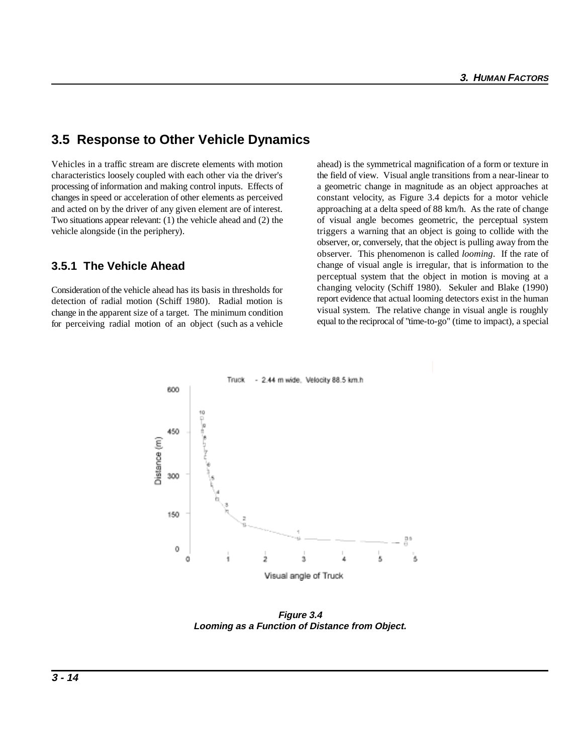## 3.5 Response to Other Vehicle Dynamics

Vehicles in a traffic stream are discrete elements with motion characteristics loosely coupled with each other via the driver's processing of information and making control inputs. Effects of changes in speed or acceleration of other elements as perceived and acted on by the driver of any given element are of interest. Two situations appear relevant: (1) the vehicle ahead and (2) the vehicle alongside (in the periphery).

### 3.5.1 The Vehicle Ahead

Consideration of the vehicle ahead has its basis in thresholds for detection of radial motion (Schiff 1980). Radial motion is change in the apparent size of a target. The minimum condition for perceiving radial motion of an object (such as a vehicle ahead) is the symmetrical magnification of a form or texture in the field of view. Visual angle transitions from a near-linear to a geometric change in magnitude as an object approaches at constant velocity, as Figure 3.4 depicts for a motor vehicle approaching at a delta speed of 88 km/h. As the rate of change of visual angle becomes geometric, the perceptual system triggers a warning that an object is going to collide with the observer, or, conversely, that the object is pulling away from the observer. This phenomenon is called *looming*. If the rate of change of visual angle is irregular, that is information to the perceptual system that the object in motion is moving at a changing velocity (Schiff 1980). Sekuler and Blake (1990) report evidence that actual looming detectors exist in the human visual system. The relative change in visual angle is roughly equal to the reciprocal of "time-to-go" (time to impact), a special

**Figure 3.4**
**Looming as a Function of Distance from Object.**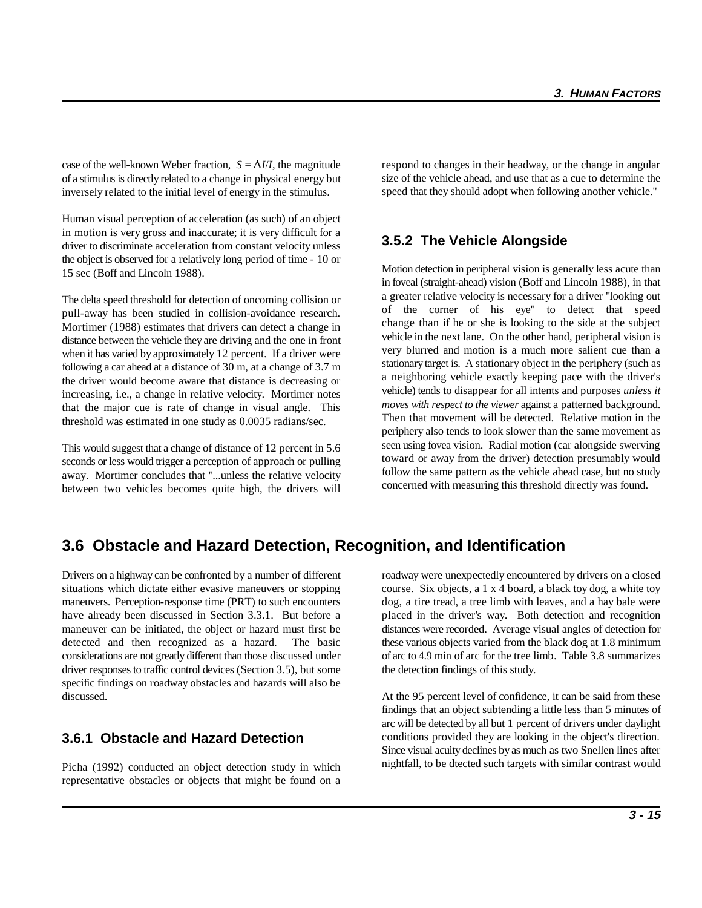case of the well-known Weber fraction, $S = \Delta I/I$, the magnitude of a stimulus is directly related to a change in physical energy but inversely related to the initial level of energy in the stimulus.

Human visual perception of acceleration (as such) of an object in motion is very gross and inaccurate; it is very difficult for a driver to discriminate acceleration from constant velocity unless the object is observed for a relatively long period of time - 10 or 15 sec (Boff and Lincoln 1988).

The delta speed threshold for detection of oncoming collision or pull-away has been studied in collision-avoidance research. Mortimer (1988) estimates that drivers can detect a change in distance between the vehicle they are driving and the one in front when it has varied by approximately 12 percent. If a driver were following a car ahead at a distance of 30 m, at a change of 3.7 m the driver would become aware that distance is decreasing or increasing, i.e., a change in relative velocity. Mortimer notes that the major cue is rate of change in visual angle. This threshold was estimated in one study as 0.0035 radians/sec.

This would suggest that a change of distance of 12 percent in 5.6 seconds or less would trigger a perception of approach or pulling away. Mortimer concludes that "...unless the relative velocity between two vehicles becomes quite high, the drivers will respond to changes in their headway, or the change in angular size of the vehicle ahead, and use that as a cue to determine the speed that they should adopt when following another vehicle."

### 3.5.2 The Vehicle Alongside

Motion detection in peripheral vision is generally less acute than in foveal (straight-ahead) vision (Boff and Lincoln 1988), in that a greater relative velocity is necessary for a driver "looking out of the corner of his eye" to detect that speed change than if he or she is looking to the side at the subject vehicle in the next lane. On the other hand, peripheral vision is very blurred and motion is a much more salient cue than a stationary target is. A stationary object in the periphery (such as a neighboring vehicle exactly keeping pace with the driver's vehicle) tends to disappear for all intents and purposes *unless it moves with respect to the viewer* against a patterned background. Then that movement will be detected. Relative motion in the periphery also tends to look slower than the same movement as seen using fovea vision. Radial motion (car alongside swerving toward or away from the driver) detection presumably would follow the same pattern as the vehicle ahead case, but no study concerned with measuring this threshold directly was found.

## 3.6 Obstacle and Hazard Detection, Recognition, and Identification

Drivers on a highway can be confronted by a number of different situations which dictate either evasive maneuvers or stopping maneuvers. Perception-response time (PRT) to such encounters have already been discussed in Section 3.3.1. But before a maneuver can be initiated, the object or hazard must first be detected and then recognized as a hazard. The basic considerations are not greatly different than those discussed under driver responses to traffic control devices (Section 3.5), but some specific findings on roadway obstacles and hazards will also be discussed.

### 3.6.1 Obstacle and Hazard Detection

Picha (1992) conducted an object detection study in which representative obstacles or objects that might be found on a roadway were unexpectedly encountered by drivers on a closed course. Six objects, a 1 x 4 board, a black toy dog, a white toy dog, a tire tread, a tree limb with leaves, and a hay bale were placed in the driver's way. Both detection and recognition distances were recorded. Average visual angles of detection for these various objects varied from the black dog at 1.8 minimum of arc to 4.9 min of arc for the tree limb. Table 3.8 summarizes the detection findings of this study.

At the 95 percent level of confidence, it can be said from these findings that an object subtending a little less than 5 minutes of arc will be detected by all but 1 percent of drivers under daylight conditions provided they are looking in the object's direction. Since visual acuity declines by as much as two Snellen lines after nightfall, to be dtected such targets with similar contrast would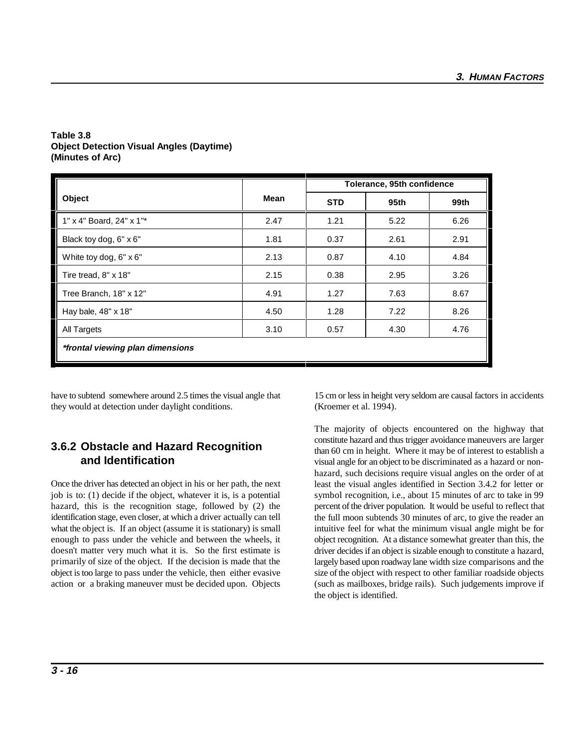**Table 3.8**
**Object Detection Visual Angles (Daytime)**
**(Minutes of Arc)**

| Object | Mean | Tolerance, 95th confidence | | |
|---|---|---|---|---|
| | | STD | 95th | 99th |
| 1" x 4" Board, 24" x 1"* | 2.47 | 1.21 | 5.22 | 6.26 |
| Black toy dog, 6" x 6" | 1.81 | 0.37 | 2.61 | 2.91 |
| White toy dog, 6" x 6" | 2.13 | 0.87 | 4.10 | 4.84 |
| Tire tread, 8" x 18" | 2.15 | 0.38 | 2.95 | 3.26 |
| Tree Branch, 18" x 12" | 4.91 | 1.27 | 7.63 | 8.67 |
| Hay bale, 48" x 18" | 4.50 | 1.28 | 7.22 | 8.26 |
| All Targets | 3.10 | 0.57 | 4.30 | 4.76 |

***frontal viewing plan dimensions**

have to subtend somewhere around 2.5 times the visual angle that they would at detection under daylight conditions.

### 3.6.2 Obstacle and Hazard Recognition and Identification

Once the driver has detected an object in his or her path, the next job is to: (1) decide if the object, whatever it is, is a potential hazard, this is the recognition stage, followed by (2) the identification stage, even closer, at which a driver actually can tell what the object is. If an object (assume it is stationary) is small enough to pass under the vehicle and between the wheels, it doesn't matter very much what it is. So the first estimate is primarily of size of the object. If the decision is made that the object is too large to pass under the vehicle, then either evasive action or a braking maneuver must be decided upon. Objects 15 cm or less in height very seldom are causal factors in accidents (Kroemer et al. 1994).

The majority of objects encountered on the highway that constitute hazard and thus trigger avoidance maneuvers are larger than 60 cm in height. Where it may be of interest to establish a visual angle for an object to be discriminated as a hazard or non-hazard, such decisions require visual angles on the order of at least the visual angles identified in Section 3.4.2 for letter or symbol recognition, i.e., about 15 minutes of arc to take in 99 percent of the driver population. It would be useful to reflect that the full moon subtends 30 minutes of arc, to give the reader an intuitive feel for what the minimum visual angle might be for object recognition. At a distance somewhat greater than this, the driver decides if an object is sizable enough to constitute a hazard, largely based upon roadway lane width size comparisons and the size of the object with respect to other familiar roadside objects (such as mailboxes, bridge rails). Such judgements improve if the object is identified.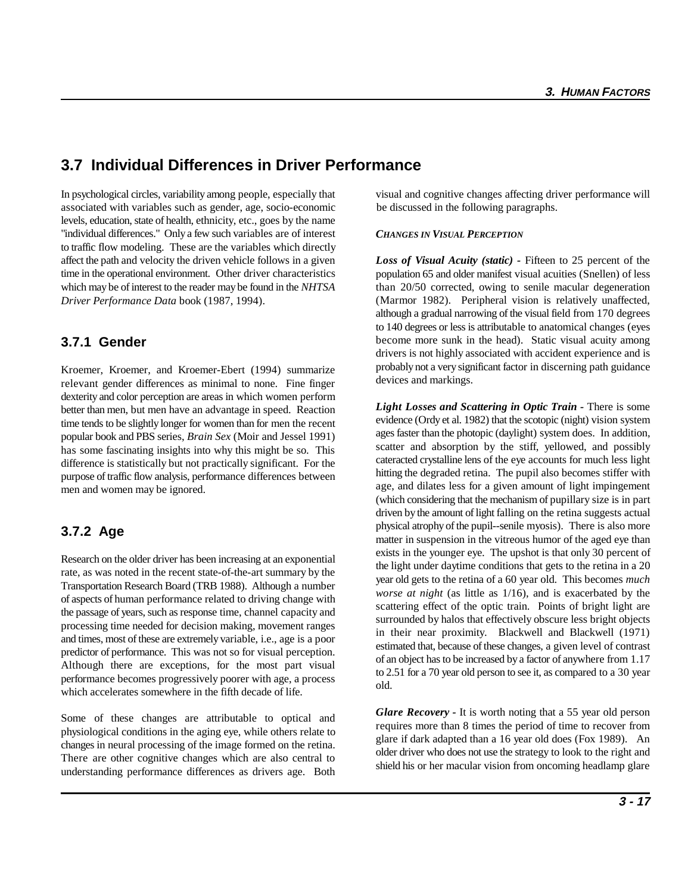## 3.7 Individual Differences in Driver Performance

In psychological circles, variability among people, especially that associated with variables such as gender, age, socio-economic levels, education, state of health, ethnicity, etc., goes by the name "individual differences." Only a few such variables are of interest to traffic flow modeling. These are the variables which directly affect the path and velocity the driven vehicle follows in a given time in the operational environment. Other driver characteristics which may be of interest to the reader may be found in the *NHTSA Driver Performance Data* book (1987, 1994).

### 3.7.1 Gender

Kroemer, Kroemer, and Kroemer-Ebert (1994) summarize relevant gender differences as minimal to none. Fine finger dexterity and color perception are areas in which women perform better than men, but men have an advantage in speed. Reaction time tends to be slightly longer for women than for men the recent popular book and PBS series, *Brain Sex* (Moir and Jessel 1991) has some fascinating insights into why this might be so. This difference is statistically but not practically significant. For the purpose of traffic flow analysis, performance differences between men and women may be ignored.

### 3.7.2 Age

Research on the older driver has been increasing at an exponential rate, as was noted in the recent state-of-the-art summary by the Transportation Research Board (TRB 1988). Although a number of aspects of human performance related to driving change with the passage of years, such as response time, channel capacity and processing time needed for decision making, movement ranges and times, most of these are extremely variable, i.e., age is a poor predictor of performance. This was not so for visual perception. Although there are exceptions, for the most part visual performance becomes progressively poorer with age, a process which accelerates somewhere in the fifth decade of life.

Some of these changes are attributable to optical and physiological conditions in the aging eye, while others relate to changes in neural processing of the image formed on the retina. There are other cognitive changes which are also central to understanding performance differences as drivers age. Both visual and cognitive changes affecting driver performance will be discussed in the following paragraphs.

***CHANGES IN VISUAL PERCEPTION***

***Loss of Visual Acuity (static)*** - Fifteen to 25 percent of the population 65 and older manifest visual acuities (Snellen) of less than 20/50 corrected, owing to senile macular degeneration (Marmor 1982). Peripheral vision is relatively unaffected, although a gradual narrowing of the visual field from 170 degrees to 140 degrees or less is attributable to anatomical changes (eyes become more sunk in the head). Static visual acuity among drivers is not highly associated with accident experience and is probably not a very significant factor in discerning path guidance devices and markings.

***Light Losses and Scattering in Optic Train*** - There is some evidence (Ordy et al. 1982) that the scotopic (night) vision system ages faster than the photopic (daylight) system does. In addition, scatter and absorption by the stiff, yellowed, and possibly cateracted crystalline lens of the eye accounts for much less light hitting the degraded retina. The pupil also becomes stiffer with age, and dilates less for a given amount of light impingement (which considering that the mechanism of pupillary size is in part driven by the amount of light falling on the retina suggests actual physical atrophy of the pupil--senile myosis). There is also more matter in suspension in the vitreous humor of the aged eye than exists in the younger eye. The upshot is that only 30 percent of the light under daytime conditions that gets to the retina in a 20 year old gets to the retina of a 60 year old. This becomes *much worse at night* (as little as 1/16), and is exacerbated by the scattering effect of the optic train. Points of bright light are surrounded by halos that effectively obscure less bright objects in their near proximity. Blackwell and Blackwell (1971) estimated that, because of these changes, a given level of contrast of an object has to be increased by a factor of anywhere from 1.17 to 2.51 for a 70 year old person to see it, as compared to a 30 year old.

***Glare Recovery*** - It is worth noting that a 55 year old person requires more than 8 times the period of time to recover from glare if dark adapted than a 16 year old does (Fox 1989). An older driver who does not use the strategy to look to the right and shield his or her macular vision from oncoming headlamp glare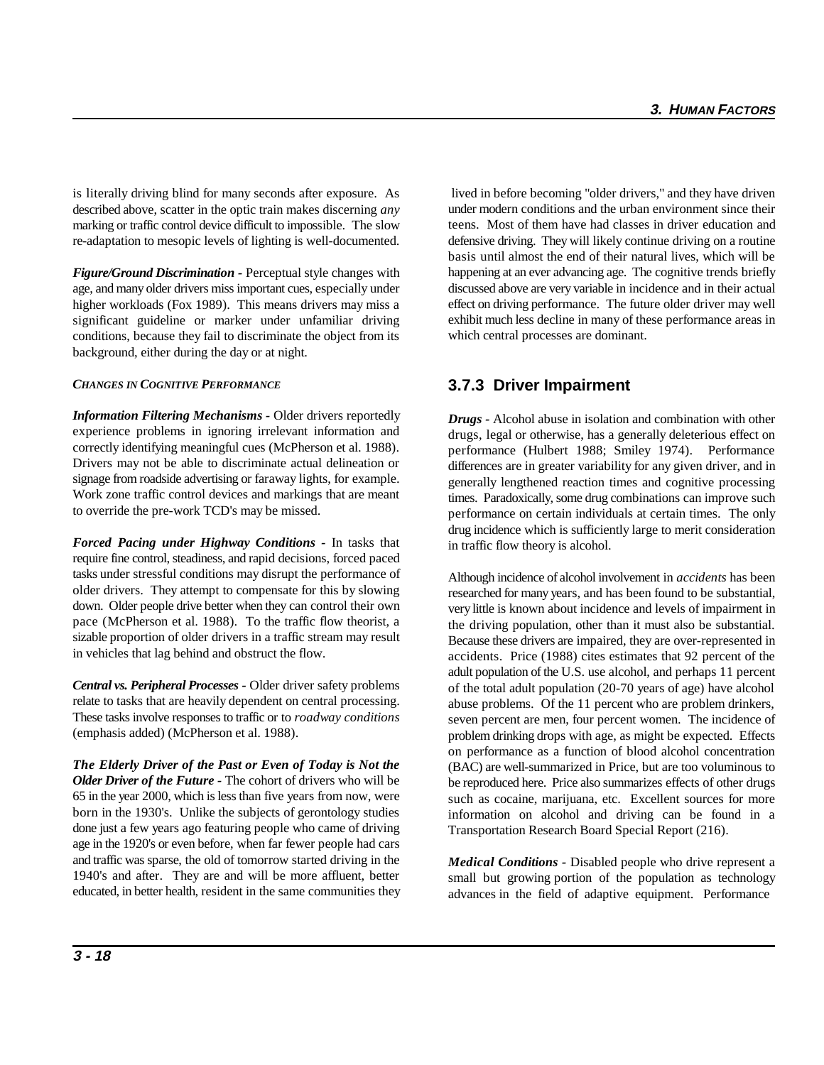is literally driving blind for many seconds after exposure. As described above, scatter in the optic train makes discerning *any* marking or traffic control device difficult to impossible. The slow re-adaptation to mesopic levels of lighting is well-documented.

***Figure/Ground Discrimination*** - Perceptual style changes with age, and many older drivers miss important cues, especially under higher workloads (Fox 1989). This means drivers may miss a significant guideline or marker under unfamiliar driving conditions, because they fail to discriminate the object from its background, either during the day or at night.

*CHANGES IN COGNITIVE PERFORMANCE*

***Information Filtering Mechanisms*** - Older drivers reportedly experience problems in ignoring irrelevant information and correctly identifying meaningful cues (McPherson et al. 1988). Drivers may not be able to discriminate actual delineation or signage from roadside advertising or faraway lights, for example. Work zone traffic control devices and markings that are meant to override the pre-work TCD's may be missed.

***Forced Pacing under Highway Conditions*** - In tasks that require fine control, steadiness, and rapid decisions, forced paced tasks under stressful conditions may disrupt the performance of older drivers. They attempt to compensate for this by slowing down. Older people drive better when they can control their own pace (McPherson et al. 1988). To the traffic flow theorist, a sizable proportion of older drivers in a traffic stream may result in vehicles that lag behind and obstruct the flow.

***Central vs. Peripheral Processes*** - Older driver safety problems relate to tasks that are heavily dependent on central processing. These tasks involve responses to traffic or to *roadway conditions* (emphasis added) (McPherson et al. 1988).

***The Elderly Driver of the Past or Even of Today is Not the Older Driver of the Future*** - The cohort of drivers who will be 65 in the year 2000, which is less than five years from now, were born in the 1930's. Unlike the subjects of gerontology studies done just a few years ago featuring people who came of driving age in the 1920's or even before, when far fewer people had cars and traffic was sparse, the old of tomorrow started driving in the 1940's and after. They are and will be more affluent, better educated, in better health, resident in the same communities they lived in before becoming "older drivers," and they have driven under modern conditions and the urban environment since their teens. Most of them have had classes in driver education and defensive driving. They will likely continue driving on a routine basis until almost the end of their natural lives, which will be happening at an ever advancing age. The cognitive trends briefly discussed above are very variable in incidence and in their actual effect on driving performance. The future older driver may well exhibit much less decline in many of these performance areas in which central processes are dominant.

### 3.7.3 Driver Impairment

***Drugs*** - Alcohol abuse in isolation and combination with other drugs, legal or otherwise, has a generally deleterious effect on performance (Hulbert 1988; Smiley 1974). Performance differences are in greater variability for any given driver, and in generally lengthened reaction times and cognitive processing times. Paradoxically, some drug combinations can improve such performance on certain individuals at certain times. The only drug incidence which is sufficiently large to merit consideration in traffic flow theory is alcohol.

Although incidence of alcohol involvement in *accidents* has been researched for many years, and has been found to be substantial, very little is known about incidence and levels of impairment in the driving population, other than it must also be substantial. Because these drivers are impaired, they are over-represented in accidents. Price (1988) cites estimates that 92 percent of the adult population of the U.S. use alcohol, and perhaps 11 percent of the total adult population (20-70 years of age) have alcohol abuse problems. Of the 11 percent who are problem drinkers, seven percent are men, four percent women. The incidence of problem drinking drops with age, as might be expected. Effects on performance as a function of blood alcohol concentration (BAC) are well-summarized in Price, but are too voluminous to be reproduced here. Price also summarizes effects of other drugs such as cocaine, marijuana, etc. Excellent sources for more information on alcohol and driving can be found in a Transportation Research Board Special Report (216).

***Medical Conditions*** - Disabled people who drive represent a small but growing portion of the population as technology advances in the field of adaptive equipment. Performance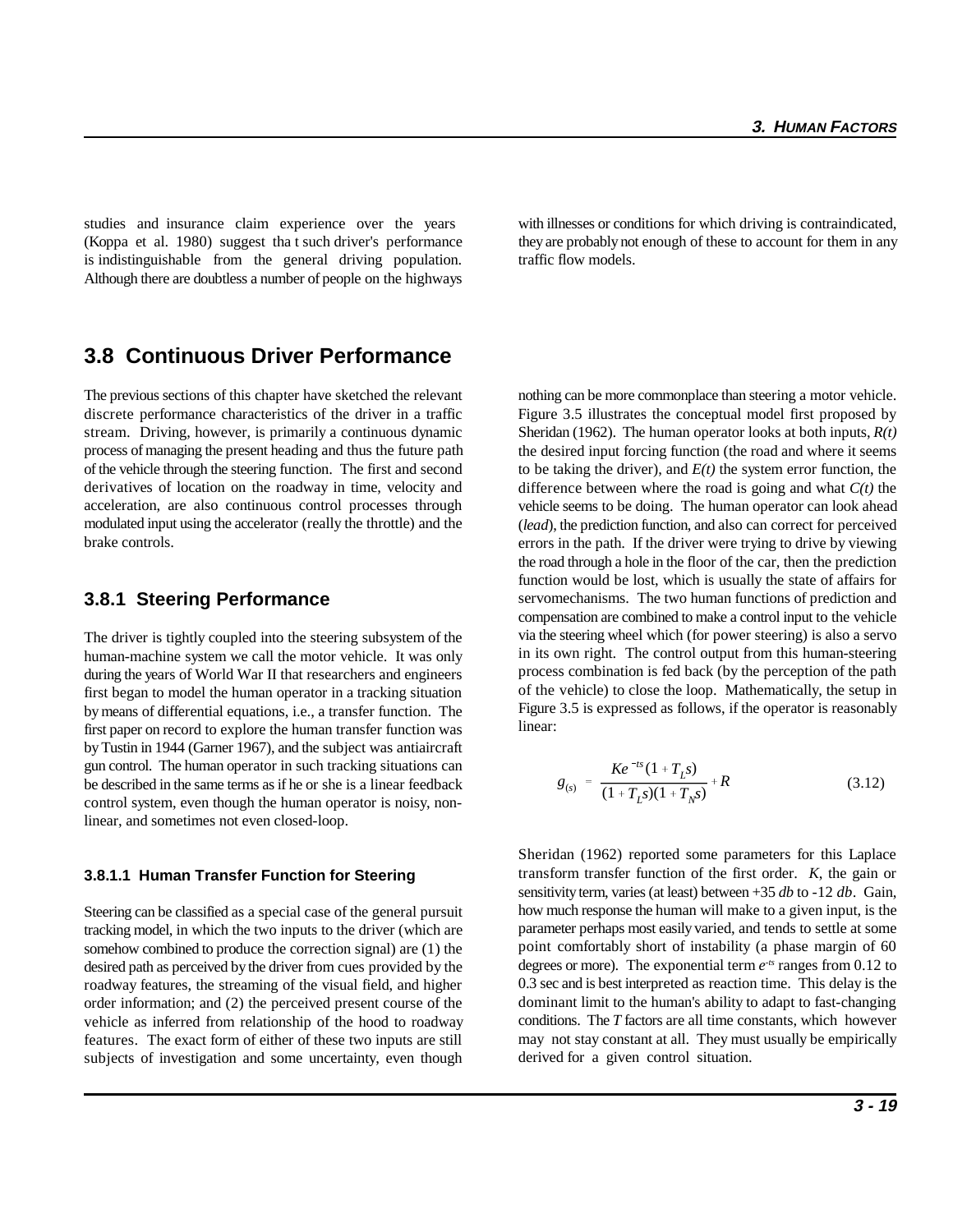studies and insurance claim experience over the years (Koppa et al. 1980) suggest tha t such driver's performance is indistinguishable from the general driving population. Although there are doubtless a number of people on the highways with illnesses or conditions for which driving is contraindicated, they are probably not enough of these to account for them in any traffic flow models.

## 3.8 Continuous Driver Performance

The previous sections of this chapter have sketched the relevant discrete performance characteristics of the driver in a traffic stream. Driving, however, is primarily a continuous dynamic process of managing the present heading and thus the future path of the vehicle through the steering function. The first and second derivatives of location on the roadway in time, velocity and acceleration, are also continuous control processes through modulated input using the accelerator (really the throttle) and the brake controls.

### 3.8.1 Steering Performance

The driver is tightly coupled into the steering subsystem of the human-machine system we call the motor vehicle. It was only during the years of World War II that researchers and engineers first began to model the human operator in a tracking situation by means of differential equations, i.e., a transfer function. The first paper on record to explore the human transfer function was by Tustin in 1944 (Garner 1967), and the subject was antiaircraft gun control. The human operator in such tracking situations can be described in the same terms as if he or she is a linear feedback control system, even though the human operator is noisy, non-linear, and sometimes not even closed-loop.

#### 3.8.1.1 Human Transfer Function for Steering

Steering can be classified as a special case of the general pursuit tracking model, in which the two inputs to the driver (which are somehow combined to produce the correction signal) are (1) the desired path as perceived by the driver from cues provided by the roadway features, the streaming of the visual field, and higher order information; and (2) the perceived present course of the vehicle as inferred from relationship of the hood to roadway features. The exact form of either of these two inputs are still subjects of investigation and some uncertainty, even though nothing can be more commonplace than steering a motor vehicle. Figure 3.5 illustrates the conceptual model first proposed by Sheridan (1962). The human operator looks at both inputs, *R(t)* the desired input forcing function (the road and where it seems to be taking the driver), and *E(t)* the system error function, the difference between where the road is going and what *C(t)* the vehicle seems to be doing. The human operator can look ahead (*lead*), the prediction function, and also can correct for perceived errors in the path. If the driver were trying to drive by viewing the road through a hole in the floor of the car, then the prediction function would be lost, which is usually the state of affairs for servomechanisms. The two human functions of prediction and compensation are combined to make a control input to the vehicle via the steering wheel which (for power steering) is also a servo in its own right. The control output from this human-steering process combination is fed back (by the perception of the path of the vehicle) to close the loop. Mathematically, the setup in Figure 3.5 is expressed as follows, if the operator is reasonably linear:

$$g_{(s)} = \frac{Ke^{-ts}(1 + T_L s)}{(1 + T_I s)(1 + T_N s)} + R \tag{3.12}$$

Sheridan (1962) reported some parameters for this Laplace transform transfer function of the first order. *K*, the gain or sensitivity term, varies (at least) between +35 *db* to -12 *db*. Gain, how much response the human will make to a given input, is the parameter perhaps most easily varied, and tends to settle at some point comfortably short of instability (a phase margin of 60 degrees or more). The exponential term $e^{-ts}$ ranges from 0.12 to 0.3 sec and is best interpreted as reaction time. This delay is the dominant limit to the human's ability to adapt to fast-changing conditions. The *T* factors are all time constants, which however may not stay constant at all. They must usually be empirically derived for a given control situation.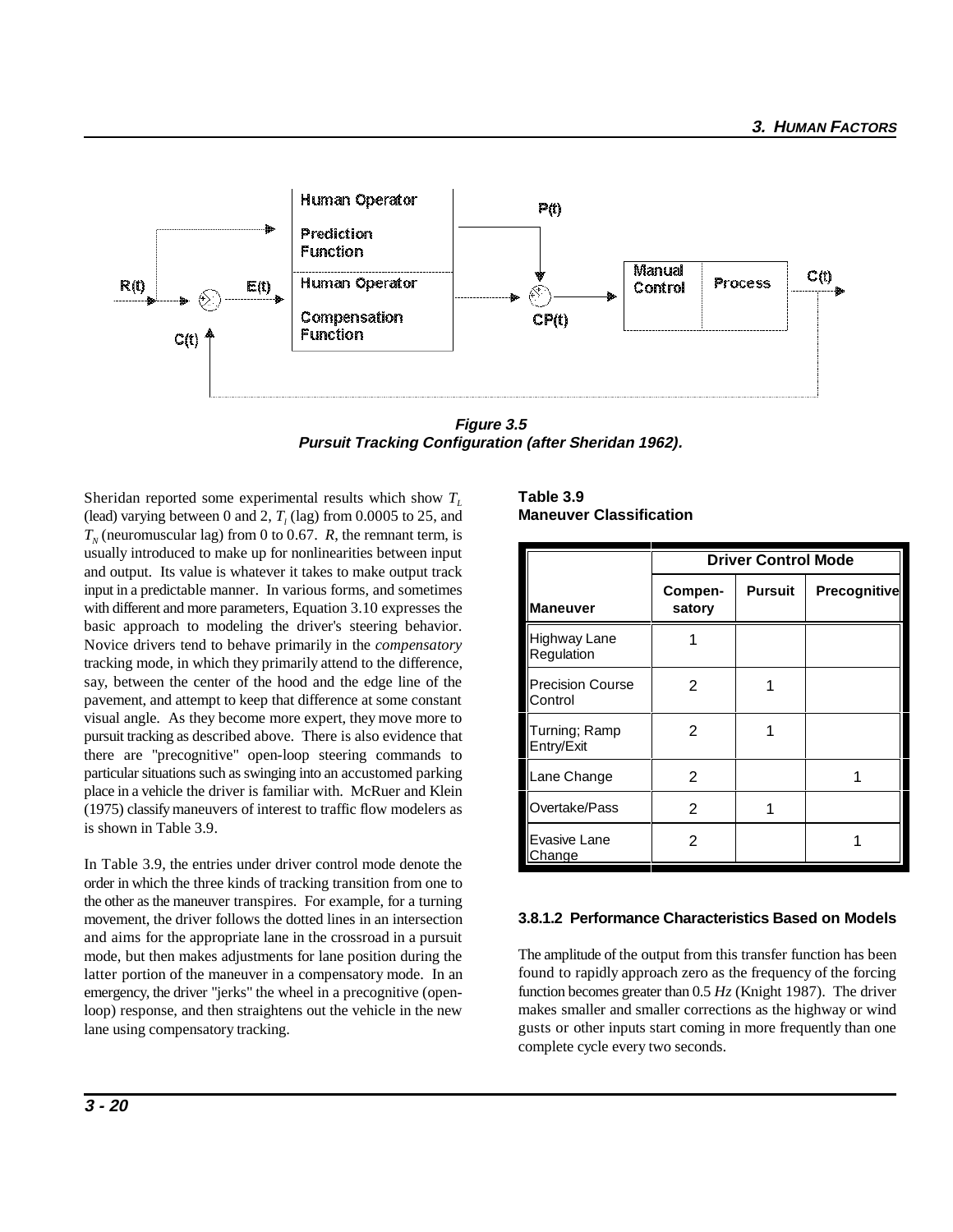**Figure 3.5**
**Pursuit Tracking Configuration (after Sheridan 1962).**

Sheridan reported some experimental results which show $T_L$ (lead) varying between 0 and 2, $T_l$ (lag) from 0.0005 to 25, and $T_N$ (neuromuscular lag) from 0 to 0.67. *R*, the remnant term, is usually introduced to make up for nonlinearities between input and output. Its value is whatever it takes to make output track input in a predictable manner. In various forms, and sometimes with different and more parameters, Equation 3.10 expresses the basic approach to modeling the driver's steering behavior. Novice drivers tend to behave primarily in the *compensatory* tracking mode, in which they primarily attend to the difference, say, between the center of the hood and the edge line of the pavement, and attempt to keep that difference at some constant visual angle. As they become more expert, they move more to pursuit tracking as described above. There is also evidence that there are "precognitive" open-loop steering commands to particular situations such as swinging into an accustomed parking place in a vehicle the driver is familiar with. McRuer and Klein (1975) classify maneuvers of interest to traffic flow modelers as is shown in Table 3.9.

In Table 3.9, the entries under driver control mode denote the order in which the three kinds of tracking transition from one to the other as the maneuver transpires. For example, for a turning movement, the driver follows the dotted lines in an intersection and aims for the appropriate lane in the crossroad in a pursuit mode, but then makes adjustments for lane position during the latter portion of the maneuver in a compensatory mode. In an emergency, the driver "jerks" the wheel in a precognitive (open-loop) response, and then straightens out the vehicle in the new lane using compensatory tracking.

**Table 3.9**
**Maneuver Classification**

| | Driver Control Mode | | |
|---|---|---|---|
| **Maneuver** | **Compen-satory** | **Pursuit** | **Precognitive** |
| Highway Lane Regulation | 1 | | |
| Precision Course Control | 2 | 1 | |
| Turning; Ramp Entry/Exit | 2 | 1 | |
| Lane Change | 2 | | 1 |
| Overtake/Pass | 2 | 1 | |
| Evasive Lane Change | 2 | | 1 |

### 3.8.1.2 Performance Characteristics Based on Models

The amplitude of the output from this transfer function has been found to rapidly approach zero as the frequency of the forcing function becomes greater than 0.5 *Hz* (Knight 1987). The driver makes smaller and smaller corrections as the highway or wind gusts or other inputs start coming in more frequently than one complete cycle every two seconds.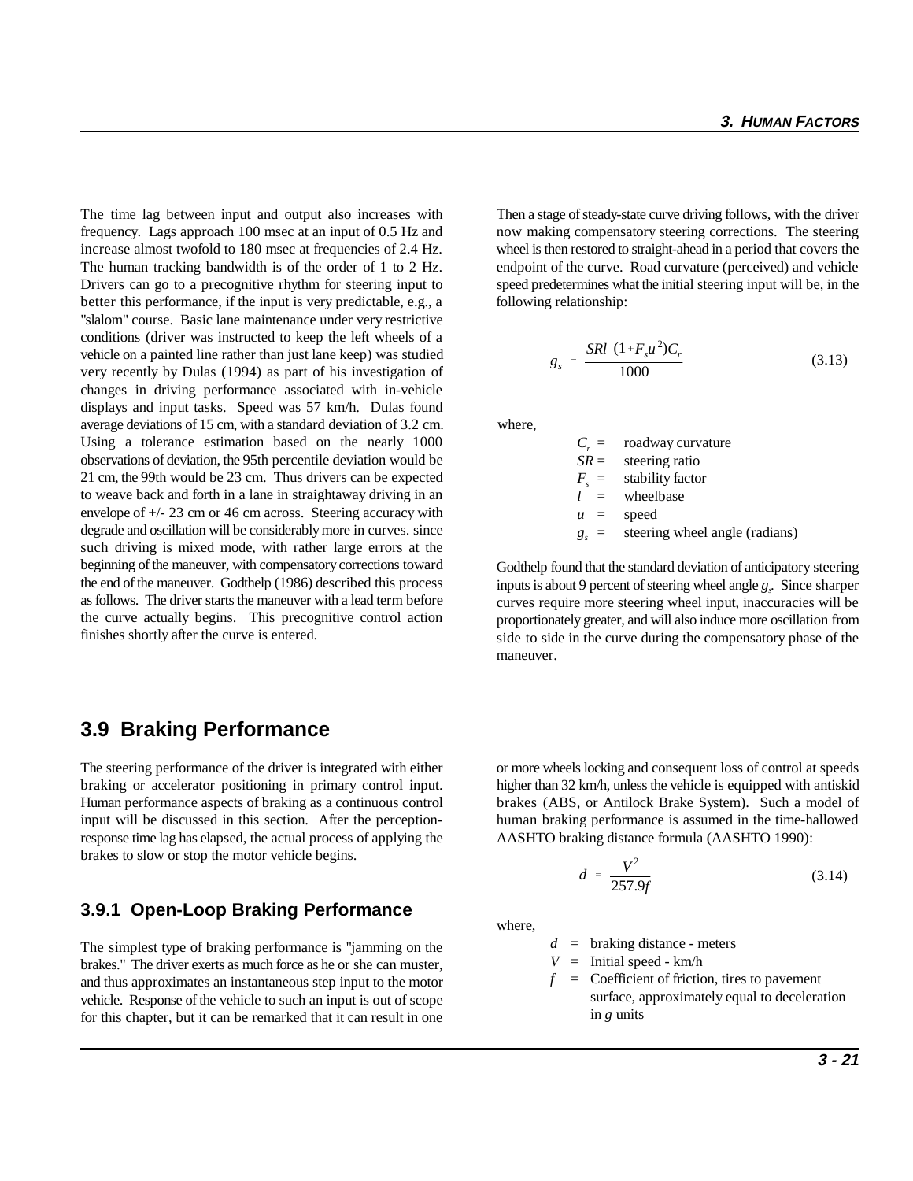The time lag between input and output also increases with frequency. Lags approach 100 msec at an input of 0.5 Hz and increase almost twofold to 180 msec at frequencies of 2.4 Hz. The human tracking bandwidth is of the order of 1 to 2 Hz. Drivers can go to a precognitive rhythm for steering input to better this performance, if the input is very predictable, e.g., a "slalom" course. Basic lane maintenance under very restrictive conditions (driver was instructed to keep the left wheels of a vehicle on a painted line rather than just lane keep) was studied very recently by Dulas (1994) as part of his investigation of changes in driving performance associated with in-vehicle displays and input tasks. Speed was 57 km/h. Dulas found average deviations of 15 cm, with a standard deviation of 3.2 cm. Using a tolerance estimation based on the nearly 1000 observations of deviation, the 95th percentile deviation would be 21 cm, the 99th would be 23 cm. Thus drivers can be expected to weave back and forth in a lane in straightaway driving in an envelope of +/- 23 cm or 46 cm across. Steering accuracy with degrade and oscillation will be considerably more in curves. since such driving is mixed mode, with rather large errors at the beginning of the maneuver, with compensatory corrections toward the end of the maneuver. Godthelp (1986) described this process as follows. The driver starts the maneuver with a lead term before the curve actually begins. This precognitive control action finishes shortly after the curve is entered.

Then a stage of steady-state curve driving follows, with the driver now making compensatory steering corrections. The steering wheel is then restored to straight-ahead in a period that covers the endpoint of the curve. Road curvature (perceived) and vehicle speed predetermines what the initial steering input will be, in the following relationship:

$$g_s = \frac{SRl\,(1+F_s u^2)C_r}{1000} \tag{3.13}$$

where,

- $C_r$ = roadway curvature
- $SR$ = steering ratio
- $F_s$ = stability factor
- $l$ = wheelbase
- $u$ = speed
- $g_s$ = steering wheel angle (radians)

Godthelp found that the standard deviation of anticipatory steering inputs is about 9 percent of steering wheel angle $g_s$. Since sharper curves require more steering wheel input, inaccuracies will be proportionately greater, and will also induce more oscillation from side to side in the curve during the compensatory phase of the maneuver.

## 3.9 Braking Performance

The steering performance of the driver is integrated with either braking or accelerator positioning in primary control input. Human performance aspects of braking as a continuous control input will be discussed in this section. After the perception-response time lag has elapsed, the actual process of applying the brakes to slow or stop the motor vehicle begins.

### 3.9.1 Open-Loop Braking Performance

The simplest type of braking performance is "jamming on the brakes." The driver exerts as much force as he or she can muster, and thus approximates an instantaneous step input to the motor vehicle. Response of the vehicle to such an input is out of scope for this chapter, but it can be remarked that it can result in one or more wheels locking and consequent loss of control at speeds higher than 32 km/h, unless the vehicle is equipped with antiskid brakes (ABS, or Antilock Brake System). Such a model of human braking performance is assumed in the time-hallowed AASHTO braking distance formula (AASHTO 1990):

$$d = \frac{V^2}{257.9f} \tag{3.14}$$

where,

- $d$ = braking distance - meters
- $V$ = Initial speed - km/h
- $f$ = Coefficient of friction, tires to pavement surface, approximately equal to deceleration in $g$ units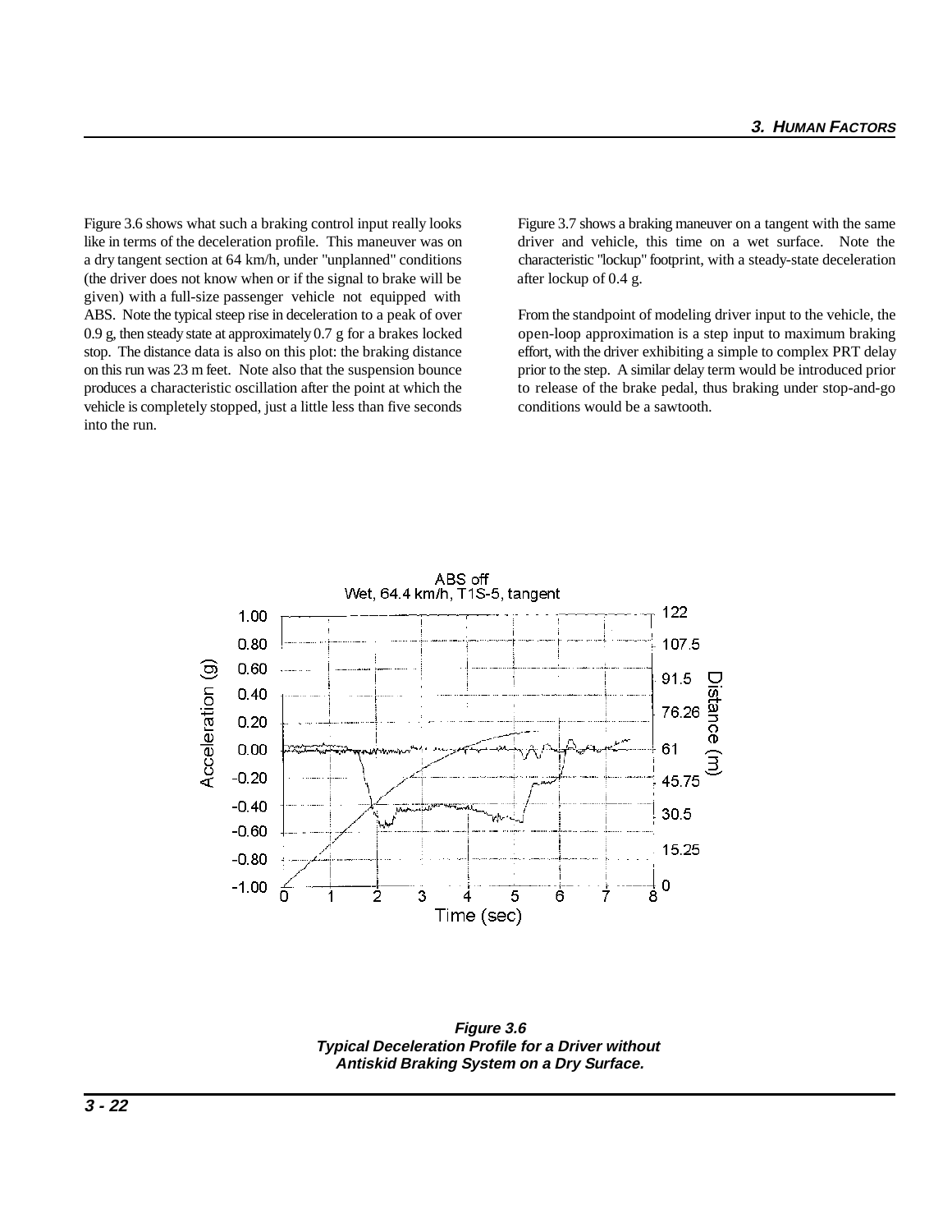Figure 3.6 shows what such a braking control input really looks like in terms of the deceleration profile. This maneuver was on a dry tangent section at 64 km/h, under "unplanned" conditions (the driver does not know when or if the signal to brake will be given) with a full-size passenger vehicle not equipped with ABS. Note the typical steep rise in deceleration to a peak of over 0.9 g, then steady state at approximately 0.7 g for a brakes locked stop. The distance data is also on this plot: the braking distance on this run was 23 m feet. Note also that the suspension bounce produces a characteristic oscillation after the point at which the vehicle is completely stopped, just a little less than five seconds into the run.

Figure 3.7 shows a braking maneuver on a tangent with the same driver and vehicle, this time on a wet surface. Note the characteristic "lockup" footprint, with a steady-state deceleration after lockup of 0.4 g.

From the standpoint of modeling driver input to the vehicle, the open-loop approximation is a step input to maximum braking effort, with the driver exhibiting a simple to complex PRT delay prior to the step. A similar delay term would be introduced prior to release of the brake pedal, thus braking under stop-and-go conditions would be a sawtooth.

**Figure 3.6**
**Typical Deceleration Profile for a Driver without Antiskid Braking System on a Dry Surface.**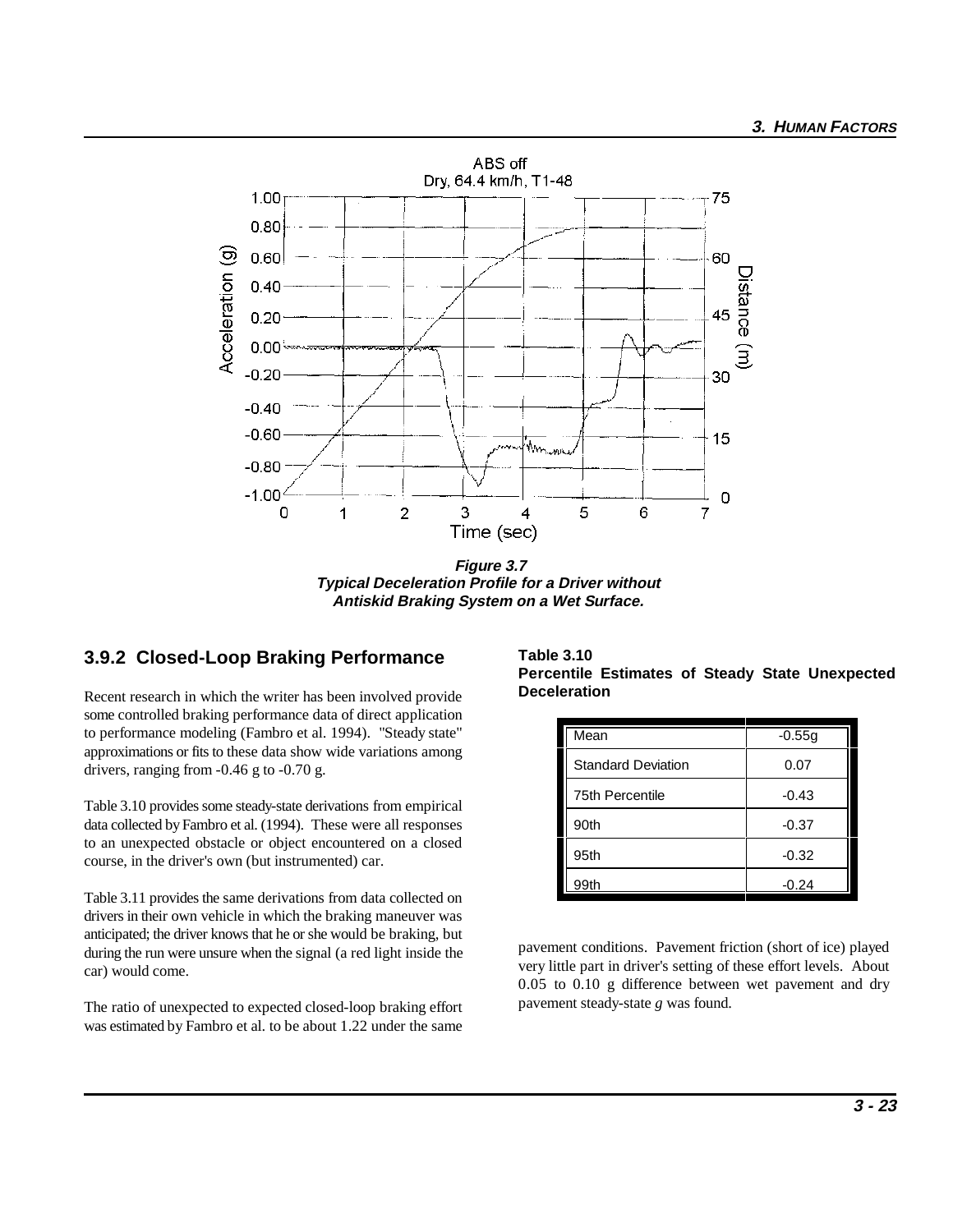**Figure 3.7**
**Typical Deceleration Profile for a Driver without Antiskid Braking System on a Wet Surface.**

### 3.9.2 Closed-Loop Braking Performance

Recent research in which the writer has been involved provide some controlled braking performance data of direct application to performance modeling (Fambro et al. 1994). "Steady state" approximations or fits to these data show wide variations among drivers, ranging from -0.46 g to -0.70 g.

Table 3.10 provides some steady-state derivations from empirical data collected by Fambro et al. (1994). These were all responses to an unexpected obstacle or object encountered on a closed course, in the driver's own (but instrumented) car.

Table 3.11 provides the same derivations from data collected on drivers in their own vehicle in which the braking maneuver was anticipated; the driver knows that he or she would be braking, but during the run were unsure when the signal (a red light inside the car) would come.

The ratio of unexpected to expected closed-loop braking effort was estimated by Fambro et al. to be about 1.22 under the same pavement conditions. Pavement friction (short of ice) played very little part in driver's setting of these effort levels. About 0.05 to 0.10 g difference between wet pavement and dry pavement steady-state *g* was found.

**Table 3.10**
**Percentile Estimates of Steady State Unexpected Deceleration**

| | |
|---|---|
| Mean | -0.55g |
| Standard Deviation | 0.07 |
| 75th Percentile | -0.43 |
| 90th | -0.37 |
| 95th | -0.32 |
| 99th | -0.24 |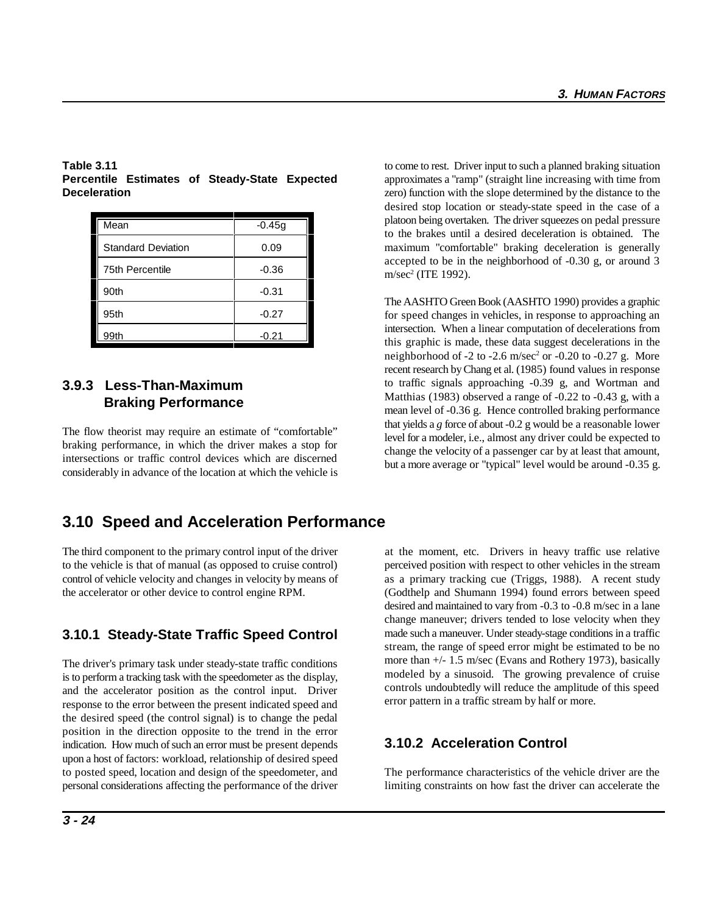**Table 3.11**
**Percentile Estimates of Steady-State Expected Deceleration**

| | |
|---|---|
| Mean | -0.45g |
| Standard Deviation | 0.09 |
| 75th Percentile | -0.36 |
| 90th | -0.31 |
| 95th | -0.27 |
| 99th | -0.21 |

### 3.9.3 Less-Than-Maximum Braking Performance

The flow theorist may require an estimate of "comfortable" braking performance, in which the driver makes a stop for intersections or traffic control devices which are discerned considerably in advance of the location at which the vehicle is to come to rest. Driver input to such a planned braking situation approximates a "ramp" (straight line increasing with time from zero) function with the slope determined by the distance to the desired stop location or steady-state speed in the case of a platoon being overtaken. The driver squeezes on pedal pressure to the brakes until a desired deceleration is obtained. The maximum "comfortable" braking deceleration is generally accepted to be in the neighborhood of -0.30 g, or around 3 $m/sec^2$ (ITE 1992).

The AASHTO Green Book (AASHTO 1990) provides a graphic for speed changes in vehicles, in response to approaching an intersection. When a linear computation of decelerations from this graphic is made, these data suggest decelerations in the neighborhood of -2 to -2.6 $m/sec^2$ or -0.20 to -0.27 g. More recent research by Chang et al. (1985) found values in response to traffic signals approaching -0.39 g, and Wortman and Matthias (1983) observed a range of -0.22 to -0.43 g, with a mean level of -0.36 g. Hence controlled braking performance that yields a *g* force of about -0.2 g would be a reasonable lower level for a modeler, i.e., almost any driver could be expected to change the velocity of a passenger car by at least that amount, but a more average or "typical" level would be around -0.35 g.

## 3.10 Speed and Acceleration Performance

The third component to the primary control input of the driver to the vehicle is that of manual (as opposed to cruise control) control of vehicle velocity and changes in velocity by means of the accelerator or other device to control engine RPM.

### 3.10.1 Steady-State Traffic Speed Control

The driver's primary task under steady-state traffic conditions is to perform a tracking task with the speedometer as the display, and the accelerator position as the control input. Driver response to the error between the present indicated speed and the desired speed (the control signal) is to change the pedal position in the direction opposite to the trend in the error indication. How much of such an error must be present depends upon a host of factors: workload, relationship of desired speed to posted speed, location and design of the speedometer, and personal considerations affecting the performance of the driver at the moment, etc. Drivers in heavy traffic use relative perceived position with respect to other vehicles in the stream as a primary tracking cue (Triggs, 1988). A recent study (Godthelp and Shumann 1994) found errors between speed desired and maintained to vary from -0.3 to -0.8 m/sec in a lane change maneuver; drivers tended to lose velocity when they made such a maneuver. Under steady-stage conditions in a traffic stream, the range of speed error might be estimated to be no more than +/- 1.5 m/sec (Evans and Rothery 1973), basically modeled by a sinusoid. The growing prevalence of cruise controls undoubtedly will reduce the amplitude of this speed error pattern in a traffic stream by half or more.

### 3.10.2 Acceleration Control

The performance characteristics of the vehicle driver are the limiting constraints on how fast the driver can accelerate the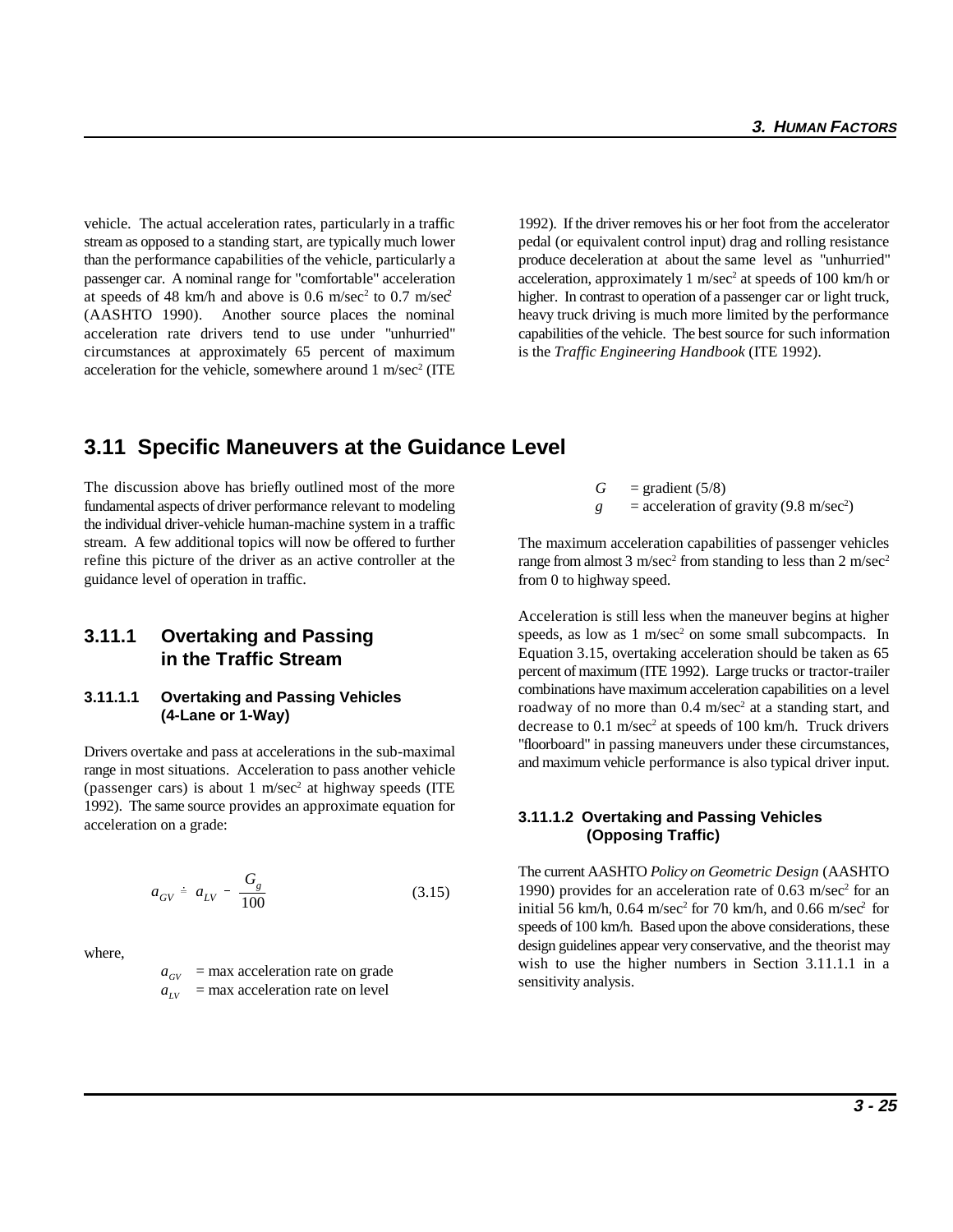vehicle. The actual acceleration rates, particularly in a traffic stream as opposed to a standing start, are typically much lower than the performance capabilities of the vehicle, particularly a passenger car. A nominal range for "comfortable" acceleration at speeds of 48 km/h and above is 0.6 m/sec$^2$ to 0.7 m/sec$^2$ (AASHTO 1990). Another source places the nominal acceleration rate drivers tend to use under "unhurried" circumstances at approximately 65 percent of maximum acceleration for the vehicle, somewhere around 1 m/sec$^2$ (ITE 1992). If the driver removes his or her foot from the accelerator pedal (or equivalent control input) drag and rolling resistance produce deceleration at about the same level as "unhurried" acceleration, approximately 1 m/sec$^2$ at speeds of 100 km/h or higher. In contrast to operation of a passenger car or light truck, heavy truck driving is much more limited by the performance capabilities of the vehicle. The best source for such information is the *Traffic Engineering Handbook* (ITE 1992).

## 3.11 Specific Maneuvers at the Guidance Level

The discussion above has briefly outlined most of the more fundamental aspects of driver performance relevant to modeling the individual driver-vehicle human-machine system in a traffic stream. A few additional topics will now be offered to further refine this picture of the driver as an active controller at the guidance level of operation in traffic.

### 3.11.1 Overtaking and Passing in the Traffic Stream

#### 3.11.1.1 Overtaking and Passing Vehicles (4-Lane or 1-Way)

Drivers overtake and pass at accelerations in the sub-maximal range in most situations. Acceleration to pass another vehicle (passenger cars) is about 1 m/sec$^2$ at highway speeds (ITE 1992). The same source provides an approximate equation for acceleration on a grade:

$$a_{GV} \doteq a_{LV} - \frac{G_g}{100} \qquad (3.15)$$

where,

$a_{GV}$ = max acceleration rate on grade
$a_{LV}$ = max acceleration rate on level
$G$ = gradient (5/8)
$g$ = acceleration of gravity (9.8 m/sec$^2$)

The maximum acceleration capabilities of passenger vehicles range from almost 3 m/sec$^2$ from standing to less than 2 m/sec$^2$ from 0 to highway speed.

Acceleration is still less when the maneuver begins at higher speeds, as low as 1 m/sec$^2$ on some small subcompacts. In Equation 3.15, overtaking acceleration should be taken as 65 percent of maximum (ITE 1992). Large trucks or tractor-trailer combinations have maximum acceleration capabilities on a level roadway of no more than 0.4 m/sec$^2$ at a standing start, and decrease to 0.1 m/sec$^2$ at speeds of 100 km/h. Truck drivers "floorboard" in passing maneuvers under these circumstances, and maximum vehicle performance is also typical driver input.

#### 3.11.1.2 Overtaking and Passing Vehicles (Opposing Traffic)

The current AASHTO *Policy on Geometric Design* (AASHTO 1990) provides for an acceleration rate of 0.63 m/sec$^2$ for an initial 56 km/h, 0.64 m/sec$^2$ for 70 km/h, and 0.66 m/sec$^2$ for speeds of 100 km/h. Based upon the above considerations, these design guidelines appear very conservative, and the theorist may wish to use the higher numbers in Section 3.11.1.1 in a sensitivity analysis.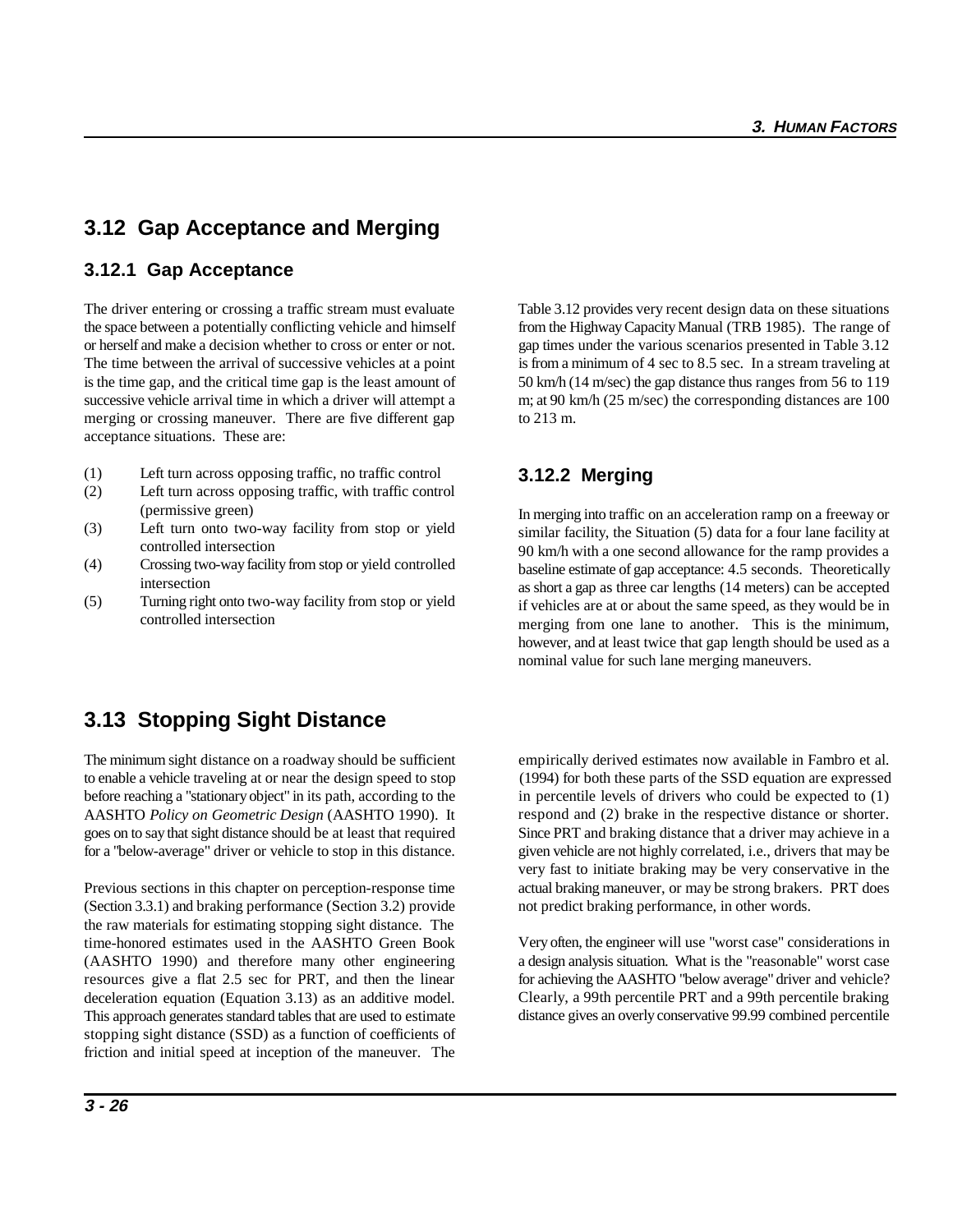## 3.12 Gap Acceptance and Merging

### 3.12.1 Gap Acceptance

The driver entering or crossing a traffic stream must evaluate the space between a potentially conflicting vehicle and himself or herself and make a decision whether to cross or enter or not. The time between the arrival of successive vehicles at a point is the time gap, and the critical time gap is the least amount of successive vehicle arrival time in which a driver will attempt a merging or crossing maneuver. There are five different gap acceptance situations. These are:

(1) Left turn across opposing traffic, no traffic control
(2) Left turn across opposing traffic, with traffic control (permissive green)
(3) Left turn onto two-way facility from stop or yield controlled intersection
(4) Crossing two-way facility from stop or yield controlled intersection
(5) Turning right onto two-way facility from stop or yield controlled intersection

Table 3.12 provides very recent design data on these situations from the Highway Capacity Manual (TRB 1985). The range of gap times under the various scenarios presented in Table 3.12 is from a minimum of 4 sec to 8.5 sec. In a stream traveling at 50 km/h (14 m/sec) the gap distance thus ranges from 56 to 119 m; at 90 km/h (25 m/sec) the corresponding distances are 100 to 213 m.

### 3.12.2 Merging

In merging into traffic on an acceleration ramp on a freeway or similar facility, the Situation (5) data for a four lane facility at 90 km/h with a one second allowance for the ramp provides a baseline estimate of gap acceptance: 4.5 seconds. Theoretically as short a gap as three car lengths (14 meters) can be accepted if vehicles are at or about the same speed, as they would be in merging from one lane to another. This is the minimum, however, and at least twice that gap length should be used as a nominal value for such lane merging maneuvers.

## 3.13 Stopping Sight Distance

The minimum sight distance on a roadway should be sufficient to enable a vehicle traveling at or near the design speed to stop before reaching a "stationary object" in its path, according to the AASHTO *Policy on Geometric Design* (AASHTO 1990). It goes on to say that sight distance should be at least that required for a "below-average" driver or vehicle to stop in this distance.

Previous sections in this chapter on perception-response time (Section 3.3.1) and braking performance (Section 3.2) provide the raw materials for estimating stopping sight distance. The time-honored estimates used in the AASHTO Green Book (AASHTO 1990) and therefore many other engineering resources give a flat 2.5 sec for PRT, and then the linear deceleration equation (Equation 3.13) as an additive model. This approach generates standard tables that are used to estimate stopping sight distance (SSD) as a function of coefficients of friction and initial speed at inception of the maneuver. The empirically derived estimates now available in Fambro et al. (1994) for both these parts of the SSD equation are expressed in percentile levels of drivers who could be expected to (1) respond and (2) brake in the respective distance or shorter. Since PRT and braking distance that a driver may achieve in a given vehicle are not highly correlated, i.e., drivers that may be very fast to initiate braking may be very conservative in the actual braking maneuver, or may be strong brakers. PRT does not predict braking performance, in other words.

Very often, the engineer will use "worst case" considerations in a design analysis situation. What is the "reasonable" worst case for achieving the AASHTO "below average" driver and vehicle? Clearly, a 99th percentile PRT and a 99th percentile braking distance gives an overly conservative 99.99 combined percentile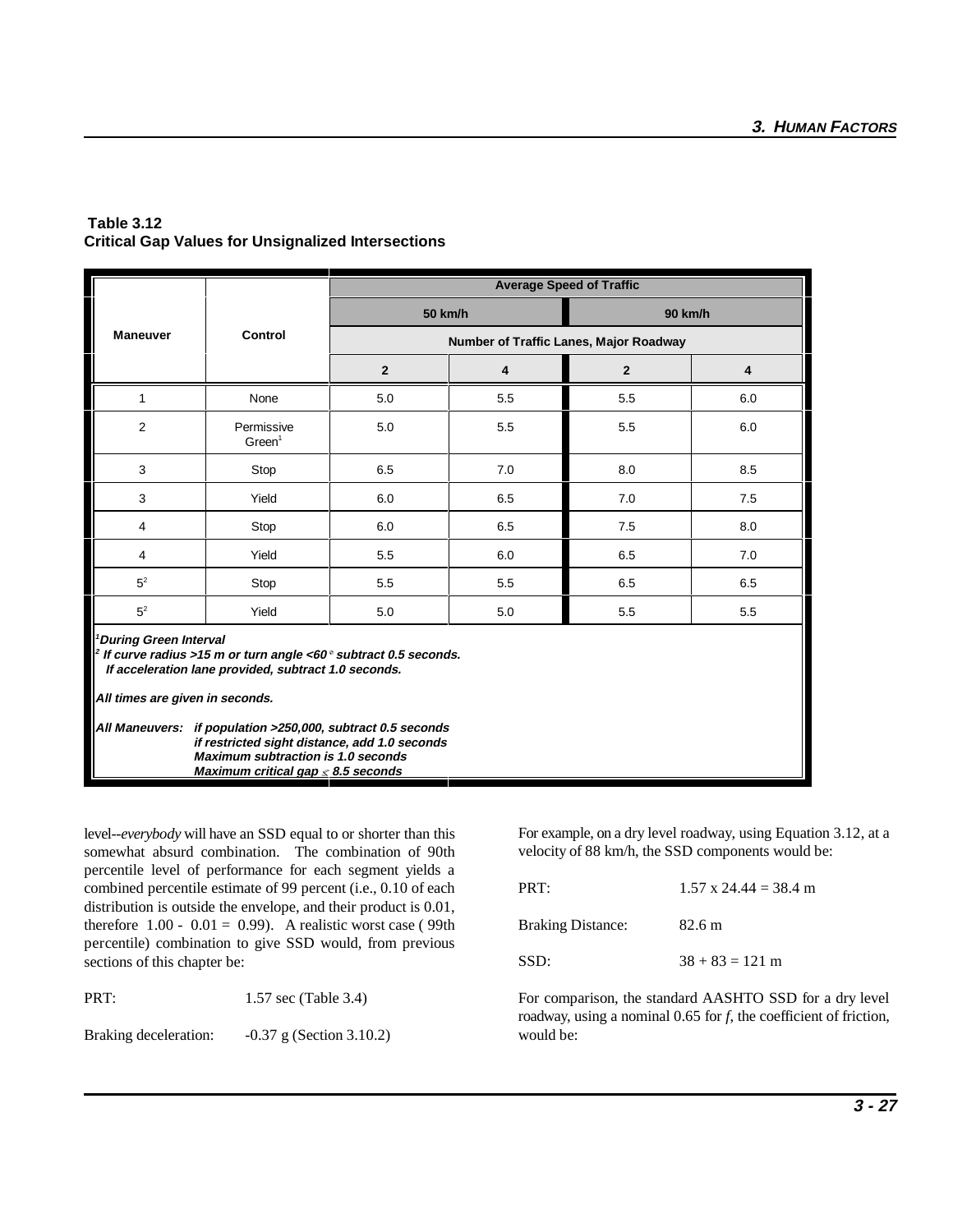**Table 3.12**
**Critical Gap Values for Unsignalized Intersections**

| Maneuver | Control | Average Speed of Traffic | | | |
|---|---|---|---|---|---|
| | | 50 km/h | | 90 km/h | |
| | | Number of Traffic Lanes, Major Roadway | | | |
| | | 2 | 4 | 2 | 4 |
| 1 | None | 5.0 | 5.5 | 5.5 | 6.0 |
| 2 | Permissive Green[1] | 5.0 | 5.5 | 5.5 | 6.0 |
| 3 | Stop | 6.5 | 7.0 | 8.0 | 8.5 |
| 3 | Yield | 6.0 | 6.5 | 7.0 | 7.5 |
| 4 | Stop | 6.0 | 6.5 | 7.5 | 8.0 |
| 4 | Yield | 5.5 | 6.0 | 6.5 | 7.0 |
| 5[2] | Stop | 5.5 | 5.5 | 6.5 | 6.5 |
| 5[2] | Yield | 5.0 | 5.0 | 5.5 | 5.5 |

***[1]During Green Interval***
***[2] If curve radius >15 m or turn angle <60° subtract 0.5 seconds.***
***If acceleration lane provided, subtract 1.0 seconds.***

***All times are given in seconds.***

***All Maneuvers: if population >250,000, subtract 0.5 seconds***
***if restricted sight distance, add 1.0 seconds***
***Maximum subtraction is 1.0 seconds***
***Maximum critical gap ≤ 8.5 seconds***

level--*everybody* will have an SSD equal to or shorter than this somewhat absurd combination. The combination of 90th percentile level of performance for each segment yields a combined percentile estimate of 99 percent (i.e., 0.10 of each distribution is outside the envelope, and their product is 0.01, therefore 1.00 - 0.01 = 0.99). A realistic worst case ( 99th percentile) combination to give SSD would, from previous sections of this chapter be:

| | |
|---|---|
| PRT: | 1.57 sec (Table 3.4) |
| Braking deceleration: | -0.37 g (Section 3.10.2) |

For example, on a dry level roadway, using Equation 3.12, at a velocity of 88 km/h, the SSD components would be:

| | |
|---|---|
| PRT: | 1.57 x 24.44 = 38.4 m |
| Braking Distance: | 82.6 m |
| SSD: | 38 + 83 = 121 m |

For comparison, the standard AASHTO SSD for a dry level roadway, using a nominal 0.65 for *f*, the coefficient of friction, would be: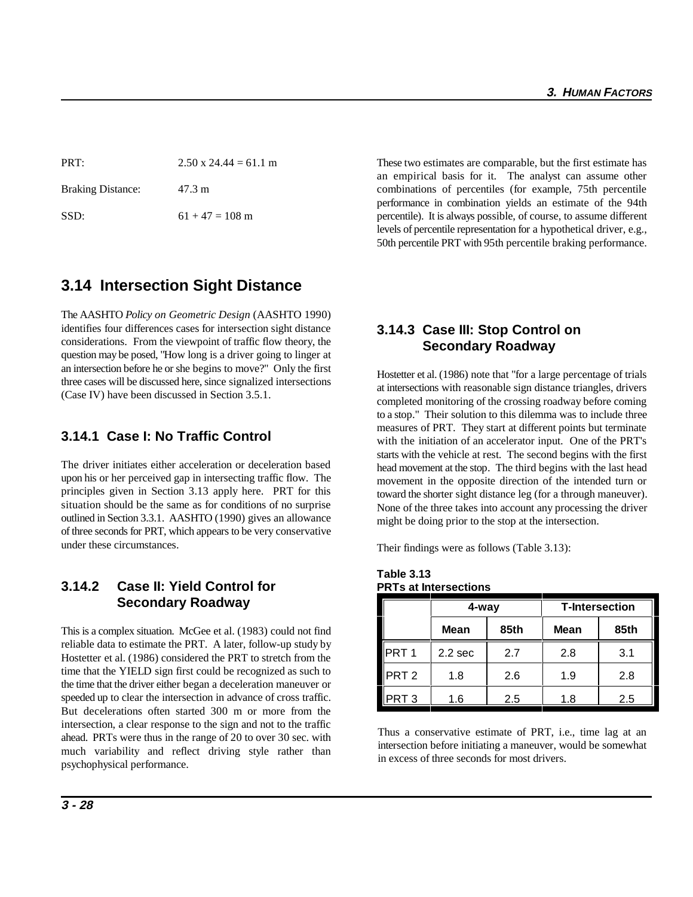PRT: 2.50 x 24.44 = 61.1 m

Braking Distance: 47.3 m

SSD: 61 + 47 = 108 m

These two estimates are comparable, but the first estimate has an empirical basis for it. The analyst can assume other combinations of percentiles (for example, 75th percentile performance in combination yields an estimate of the 94th percentile). It is always possible, of course, to assume different levels of percentile representation for a hypothetical driver, e.g., 50th percentile PRT with 95th percentile braking performance.

## 3.14 Intersection Sight Distance

The AASHTO *Policy on Geometric Design* (AASHTO 1990) identifies four differences cases for intersection sight distance considerations. From the viewpoint of traffic flow theory, the question may be posed, "How long is a driver going to linger at an intersection before he or she begins to move?" Only the first three cases will be discussed here, since signalized intersections (Case IV) have been discussed in Section 3.5.1.

### 3.14.1 Case I: No Traffic Control

The driver initiates either acceleration or deceleration based upon his or her perceived gap in intersecting traffic flow. The principles given in Section 3.13 apply here. PRT for this situation should be the same as for conditions of no surprise outlined in Section 3.3.1. AASHTO (1990) gives an allowance of three seconds for PRT, which appears to be very conservative under these circumstances.

### 3.14.2 Case II: Yield Control for Secondary Roadway

This is a complex situation. McGee et al. (1983) could not find reliable data to estimate the PRT. A later, follow-up study by Hostetter et al. (1986) considered the PRT to stretch from the time that the YIELD sign first could be recognized as such to the time that the driver either began a deceleration maneuver or speeded up to clear the intersection in advance of cross traffic. But decelerations often started 300 m or more from the intersection, a clear response to the sign and not to the traffic ahead. PRTs were thus in the range of 20 to over 30 sec. with much variability and reflect driving style rather than psychophysical performance.

### 3.14.3 Case III: Stop Control on Secondary Roadway

Hostetter et al. (1986) note that "for a large percentage of trials at intersections with reasonable sign distance triangles, drivers completed monitoring of the crossing roadway before coming to a stop." Their solution to this dilemma was to include three measures of PRT. They start at different points but terminate with the initiation of an accelerator input. One of the PRT's starts with the vehicle at rest. The second begins with the first head movement at the stop. The third begins with the last head movement in the opposite direction of the intended turn or toward the shorter sight distance leg (for a through maneuver). None of the three takes into account any processing the driver might be doing prior to the stop at the intersection.

Their findings were as follows (Table 3.13):

**Table 3.13**
**PRTs at Intersections**

| | 4-way | | T-Intersection | |
|---|---|---|---|---|
| | **Mean** | **85th** | **Mean** | **85th** |
| PRT 1 | 2.2 sec | 2.7 | 2.8 | 3.1 |
| PRT 2 | 1.8 | 2.6 | 1.9 | 2.8 |
| PRT 3 | 1.6 | 2.5 | 1.8 | 2.5 |

Thus a conservative estimate of PRT, i.e., time lag at an intersection before initiating a maneuver, would be somewhat in excess of three seconds for most drivers.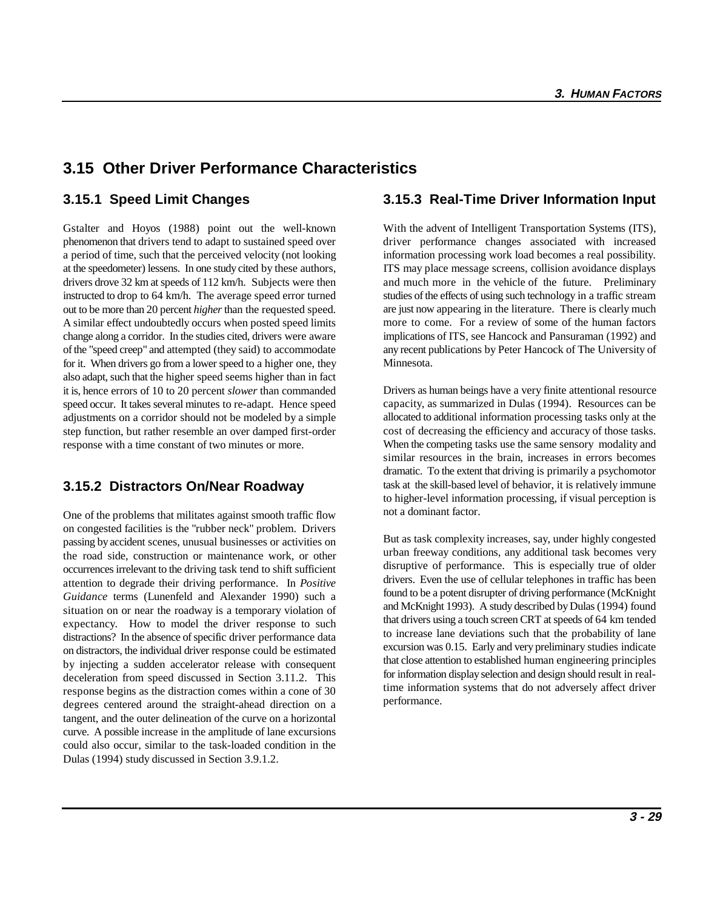## 3.15 Other Driver Performance Characteristics

### 3.15.1 Speed Limit Changes

Gstalter and Hoyos (1988) point out the well-known phenomenon that drivers tend to adapt to sustained speed over a period of time, such that the perceived velocity (not looking at the speedometer) lessens. In one study cited by these authors, drivers drove 32 km at speeds of 112 km/h. Subjects were then instructed to drop to 64 km/h. The average speed error turned out to be more than 20 percent *higher* than the requested speed. A similar effect undoubtedly occurs when posted speed limits change along a corridor. In the studies cited, drivers were aware of the "speed creep" and attempted (they said) to accommodate for it. When drivers go from a lower speed to a higher one, they also adapt, such that the higher speed seems higher than in fact it is, hence errors of 10 to 20 percent *slower* than commanded speed occur. It takes several minutes to re-adapt. Hence speed adjustments on a corridor should not be modeled by a simple step function, but rather resemble an over damped first-order response with a time constant of two minutes or more.

### 3.15.2 Distractors On/Near Roadway

One of the problems that militates against smooth traffic flow on congested facilities is the "rubber neck" problem. Drivers passing by accident scenes, unusual businesses or activities on the road side, construction or maintenance work, or other occurrences irrelevant to the driving task tend to shift sufficient attention to degrade their driving performance. In *Positive Guidance* terms (Lunenfeld and Alexander 1990) such a situation on or near the roadway is a temporary violation of expectancy. How to model the driver response to such distractions? In the absence of specific driver performance data on distractors, the individual driver response could be estimated by injecting a sudden accelerator release with consequent deceleration from speed discussed in Section 3.11.2. This response begins as the distraction comes within a cone of 30 degrees centered around the straight-ahead direction on a tangent, and the outer delineation of the curve on a horizontal curve. A possible increase in the amplitude of lane excursions could also occur, similar to the task-loaded condition in the Dulas (1994) study discussed in Section 3.9.1.2.

### 3.15.3 Real-Time Driver Information Input

With the advent of Intelligent Transportation Systems (ITS), driver performance changes associated with increased information processing work load becomes a real possibility. ITS may place message screens, collision avoidance displays and much more in the vehicle of the future. Preliminary studies of the effects of using such technology in a traffic stream are just now appearing in the literature. There is clearly much more to come. For a review of some of the human factors implications of ITS, see Hancock and Pansuraman (1992) and any recent publications by Peter Hancock of The University of Minnesota.

Drivers as human beings have a very finite attentional resource capacity, as summarized in Dulas (1994). Resources can be allocated to additional information processing tasks only at the cost of decreasing the efficiency and accuracy of those tasks. When the competing tasks use the same sensory modality and similar resources in the brain, increases in errors becomes dramatic. To the extent that driving is primarily a psychomotor task at the skill-based level of behavior, it is relatively immune to higher-level information processing, if visual perception is not a dominant factor.

But as task complexity increases, say, under highly congested urban freeway conditions, any additional task becomes very disruptive of performance. This is especially true of older drivers. Even the use of cellular telephones in traffic has been found to be a potent disrupter of driving performance (McKnight and McKnight 1993). A study described by Dulas (1994) found that drivers using a touch screen CRT at speeds of 64 km tended to increase lane deviations such that the probability of lane excursion was 0.15. Early and very preliminary studies indicate that close attention to established human engineering principles for information display selection and design should result in real-time information systems that do not adversely affect driver performance.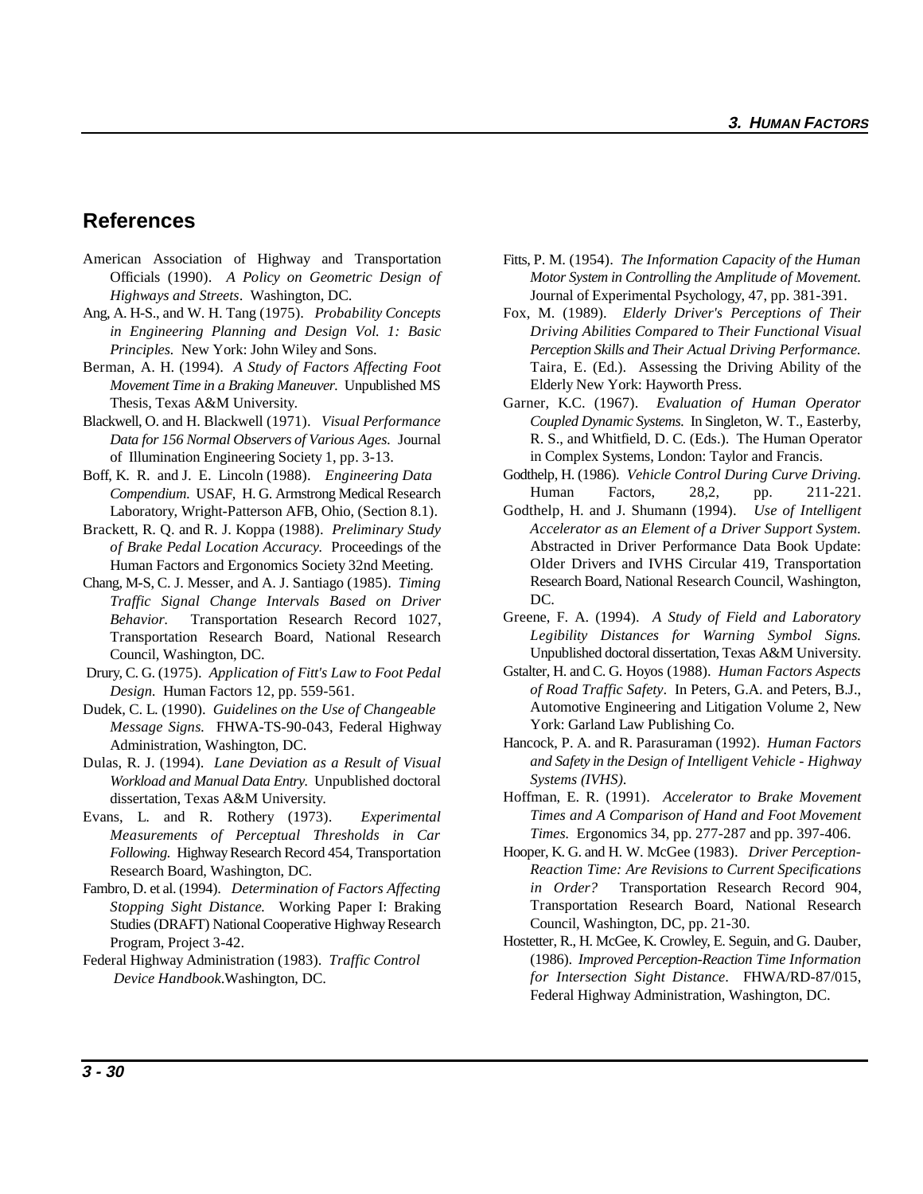## References

American Association of Highway and Transportation Officials (1990). *A Policy on Geometric Design of Highways and Streets*. Washington, DC.

Ang, A. H-S., and W. H. Tang (1975). *Probability Concepts in Engineering Planning and Design Vol. 1: Basic Principles.* New York: John Wiley and Sons.

Berman, A. H. (1994). *A Study of Factors Affecting Foot Movement Time in a Braking Maneuver.* Unpublished MS Thesis, Texas A&M University.

Blackwell, O. and H. Blackwell (1971). *Visual Performance Data for 156 Normal Observers of Various Ages.* Journal of Illumination Engineering Society 1, pp. 3-13.

Boff, K. R. and J. E. Lincoln (1988). *Engineering Data Compendium.* USAF, H. G. Armstrong Medical Research Laboratory, Wright-Patterson AFB, Ohio, (Section 8.1).

Brackett, R. Q. and R. J. Koppa (1988). *Preliminary Study of Brake Pedal Location Accuracy.* Proceedings of the Human Factors and Ergonomics Society 32nd Meeting.

Chang, M-S, C. J. Messer, and A. J. Santiago (1985). *Timing Traffic Signal Change Intervals Based on Driver Behavior.* Transportation Research Record 1027, Transportation Research Board, National Research Council, Washington, DC.

Drury, C. G. (1975). *Application of Fitt's Law to Foot Pedal Design.* Human Factors 12, pp. 559-561.

Dudek, C. L. (1990). *Guidelines on the Use of Changeable Message Signs.* FHWA-TS-90-043, Federal Highway Administration, Washington, DC.

Dulas, R. J. (1994). *Lane Deviation as a Result of Visual Workload and Manual Data Entry.* Unpublished doctoral dissertation, Texas A&M University.

Evans, L. and R. Rothery (1973). *Experimental Measurements of Perceptual Thresholds in Car Following.* Highway Research Record 454, Transportation Research Board, Washington, DC.

Fambro, D. et al. (1994). *Determination of Factors Affecting Stopping Sight Distance.* Working Paper I: Braking Studies (DRAFT) National Cooperative Highway Research Program, Project 3-42.

Federal Highway Administration (1983). *Traffic Control Device Handbook*.Washington, DC.

Fitts, P. M. (1954). *The Information Capacity of the Human Motor System in Controlling the Amplitude of Movement.* Journal of Experimental Psychology, 47, pp. 381-391.

Fox, M. (1989). *Elderly Driver's Perceptions of Their Driving Abilities Compared to Their Functional Visual Perception Skills and Their Actual Driving Performance.* Taira, E. (Ed.). Assessing the Driving Ability of the Elderly New York: Hayworth Press.

Garner, K.C. (1967). *Evaluation of Human Operator Coupled Dynamic Systems.* In Singleton, W. T., Easterby, R. S., and Whitfield, D. C. (Eds.). The Human Operator in Complex Systems, London: Taylor and Francis.

Godthelp, H. (1986). *Vehicle Control During Curve Driving.* Human Factors, 28,2, pp. 211-221.

Godthelp, H. and J. Shumann (1994). *Use of Intelligent Accelerator as an Element of a Driver Support System.* Abstracted in Driver Performance Data Book Update: Older Drivers and IVHS Circular 419, Transportation Research Board, National Research Council, Washington, DC.

Greene, F. A. (1994). *A Study of Field and Laboratory Legibility Distances for Warning Symbol Signs.* Unpublished doctoral dissertation, Texas A&M University.

Gstalter, H. and C. G. Hoyos (1988). *Human Factors Aspects of Road Traffic Safety*. In Peters, G.A. and Peters, B.J., Automotive Engineering and Litigation Volume 2, New York: Garland Law Publishing Co.

Hancock, P. A. and R. Parasuraman (1992). *Human Factors and Safety in the Design of Intelligent Vehicle - Highway Systems (IVHS).*

Hoffman, E. R. (1991). *Accelerator to Brake Movement Times and A Comparison of Hand and Foot Movement Times.* Ergonomics 34, pp. 277-287 and pp. 397-406.

Hooper, K. G. and H. W. McGee (1983). *Driver Perception-Reaction Time: Are Revisions to Current Specifications in Order?* Transportation Research Record 904, Transportation Research Board, National Research Council, Washington, DC, pp. 21-30.

Hostetter, R., H. McGee, K. Crowley, E. Seguin, and G. Dauber, (1986). *Improved Perception-Reaction Time Information for Intersection Sight Distance*. FHWA/RD-87/015, Federal Highway Administration, Washington, DC.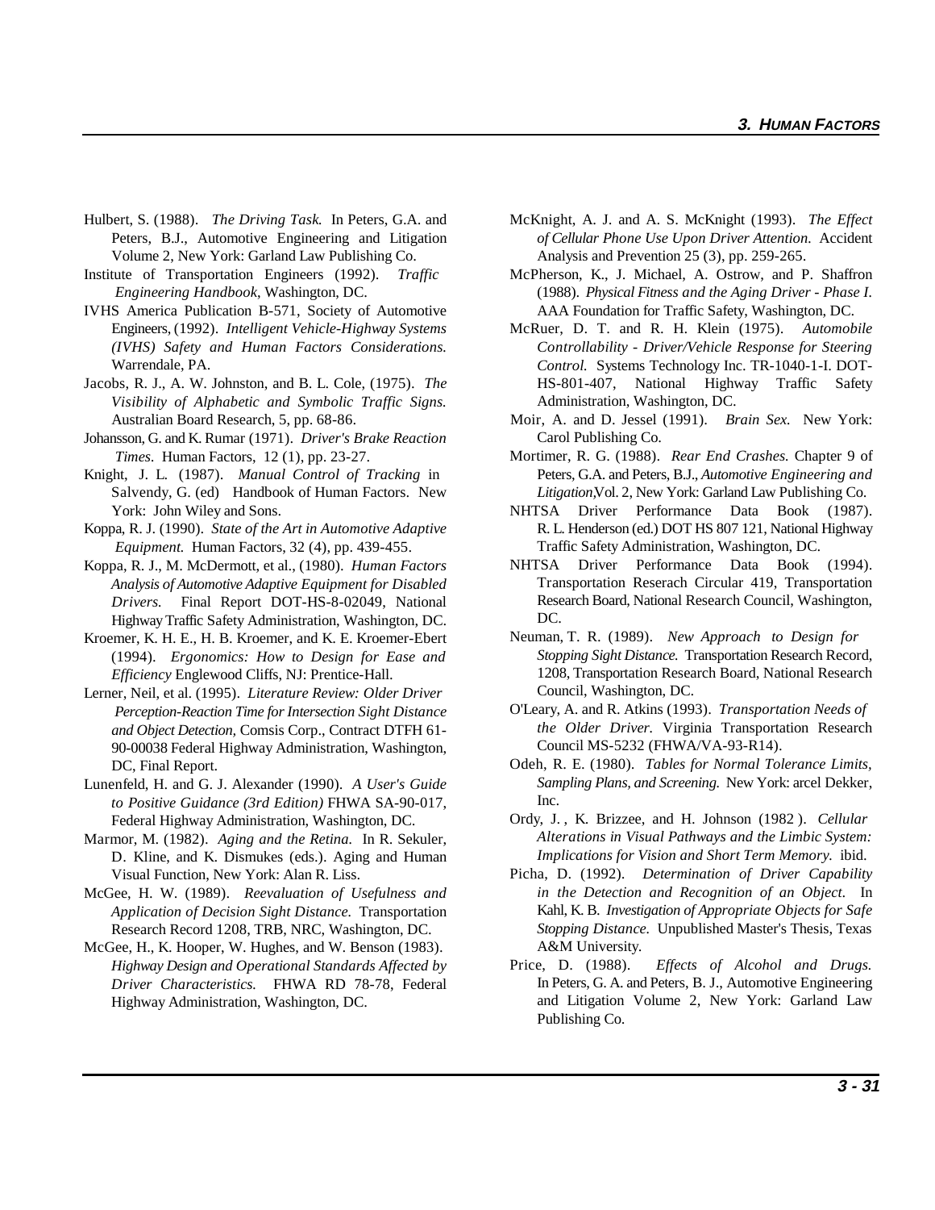Hulbert, S. (1988). *The Driving Task.* In Peters, G.A. and Peters, B.J., Automotive Engineering and Litigation Volume 2, New York: Garland Law Publishing Co.

Institute of Transportation Engineers (1992). *Traffic Engineering Handbook*, Washington, DC.

IVHS America Publication B-571, Society of Automotive Engineers, (1992). *Intelligent Vehicle-Highway Systems (IVHS) Safety and Human Factors Considerations.* Warrendale, PA.

Jacobs, R. J., A. W. Johnston, and B. L. Cole, (1975). *The Visibility of Alphabetic and Symbolic Traffic Signs.* Australian Board Research, 5, pp. 68-86.

Johansson, G. and K. Rumar (1971). *Driver's Brake Reaction Times*. Human Factors, 12 (1), pp. 23-27.

Knight, J. L. (1987). *Manual Control of Tracking* in Salvendy, G. (ed) Handbook of Human Factors. New York: John Wiley and Sons.

Koppa, R. J. (1990). *State of the Art in Automotive Adaptive Equipment.* Human Factors, 32 (4), pp. 439-455.

Koppa, R. J., M. McDermott, et al., (1980). *Human Factors Analysis of Automotive Adaptive Equipment for Disabled Drivers.* Final Report DOT-HS-8-02049, National Highway Traffic Safety Administration, Washington, DC.

Kroemer, K. H. E., H. B. Kroemer, and K. E. Kroemer-Ebert (1994). *Ergonomics: How to Design for Ease and Efficiency* Englewood Cliffs, NJ: Prentice-Hall.

Lerner, Neil, et al. (1995). *Literature Review: Older Driver Perception-Reaction Time for Intersection Sight Distance and Object Detection*, Comsis Corp., Contract DTFH 61-90-00038 Federal Highway Administration, Washington, DC, Final Report.

Lunenfeld, H. and G. J. Alexander (1990). *A User's Guide to Positive Guidance (3rd Edition)* FHWA SA-90-017, Federal Highway Administration, Washington, DC.

Marmor, M. (1982). *Aging and the Retina.* In R. Sekuler, D. Kline, and K. Dismukes (eds.). Aging and Human Visual Function, New York: Alan R. Liss.

McGee, H. W. (1989). *Reevaluation of Usefulness and Application of Decision Sight Distance.* Transportation Research Record 1208, TRB, NRC, Washington, DC.

McGee, H., K. Hooper, W. Hughes, and W. Benson (1983). *Highway Design and Operational Standards Affected by Driver Characteristics.* FHWA RD 78-78, Federal Highway Administration, Washington, DC.

McKnight, A. J. and A. S. McKnight (1993). *The Effect of Cellular Phone Use Upon Driver Attention.* Accident Analysis and Prevention 25 (3), pp. 259-265.

McPherson, K., J. Michael, A. Ostrow, and P. Shaffron (1988). *Physical Fitness and the Aging Driver - Phase I.* AAA Foundation for Traffic Safety, Washington, DC.

McRuer, D. T. and R. H. Klein (1975). *Automobile Controllability - Driver/Vehicle Response for Steering Control.* Systems Technology Inc. TR-1040-1-I. DOT-HS-801-407, National Highway Traffic Safety Administration, Washington, DC.

Moir, A. and D. Jessel (1991). *Brain Sex.* New York: Carol Publishing Co.

Mortimer, R. G. (1988). *Rear End Crashes.* Chapter 9 of Peters, G.A. and Peters, B.J., *Automotive Engineering and Litigation*,Vol. 2, New York: Garland Law Publishing Co.

NHTSA Driver Performance Data Book (1987). R. L. Henderson (ed.) DOT HS 807 121, National Highway Traffic Safety Administration, Washington, DC.

NHTSA Driver Performance Data Book (1994). Transportation Reserach Circular 419, Transportation Research Board, National Research Council, Washington, DC.

Neuman, T. R. (1989). *New Approach to Design for Stopping Sight Distance.* Transportation Research Record, 1208, Transportation Research Board, National Research Council, Washington, DC.

O'Leary, A. and R. Atkins (1993). *Transportation Needs of the Older Driver.* Virginia Transportation Research Council MS-5232 (FHWA/VA-93-R14).

Odeh, R. E. (1980). *Tables for Normal Tolerance Limits, Sampling Plans, and Screening.* New York: arcel Dekker, Inc.

Ordy, J. , K. Brizzee, and H. Johnson (1982 ). *Cellular Alterations in Visual Pathways and the Limbic System: Implications for Vision and Short Term Memory.* ibid.

Picha, D. (1992). *Determination of Driver Capability in the Detection and Recognition of an Object*. In Kahl, K. B. *Investigation of Appropriate Objects for Safe Stopping Distance.* Unpublished Master's Thesis, Texas A&M University.

Price, D. (1988). *Effects of Alcohol and Drugs.* In Peters, G. A. and Peters, B. J., Automotive Engineering and Litigation Volume 2, New York: Garland Law Publishing Co.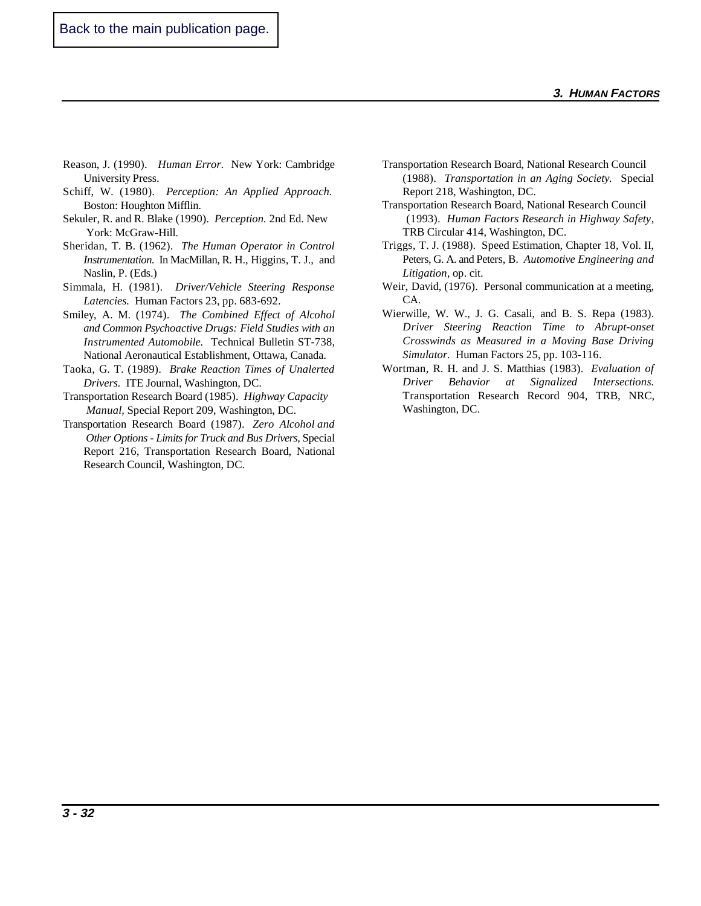[Back to the main publication page.]

Reason, J. (1990). *Human Error.* New York: Cambridge University Press.

Schiff, W. (1980). *Perception: An Applied Approach.* Boston: Houghton Mifflin.

Sekuler, R. and R. Blake (1990). *Perception.* 2nd Ed. New York: McGraw-Hill.

Sheridan, T. B. (1962). *The Human Operator in Control Instrumentation.* In MacMillan, R. H., Higgins, T. J., and Naslin, P. (Eds.)

Simmala, H. (1981). *Driver/Vehicle Steering Response Latencies.* Human Factors 23, pp. 683-692.

Smiley, A. M. (1974). *The Combined Effect of Alcohol and Common Psychoactive Drugs: Field Studies with an Instrumented Automobile.* Technical Bulletin ST-738, National Aeronautical Establishment, Ottawa, Canada.

Taoka, G. T. (1989). *Brake Reaction Times of Unalerted Drivers.* ITE Journal, Washington, DC.

Transportation Research Board (1985). *Highway Capacity Manual,* Special Report 209, Washington, DC.

Transportation Research Board (1987). *Zero Alcohol and Other Options - Limits for Truck and Bus Drivers,* Special Report 216, Transportation Research Board, National Research Council, Washington, DC.

Transportation Research Board, National Research Council (1988). *Transportation in an Aging Society.* Special Report 218, Washington, DC.

Transportation Research Board, National Research Council (1993). *Human Factors Research in Highway Safety*, TRB Circular 414, Washington, DC.

Triggs, T. J. (1988). Speed Estimation, Chapter 18, Vol. II, Peters, G. A. and Peters, B. *Automotive Engineering and Litigation*, op. cit.

Weir, David, (1976). Personal communication at a meeting, CA.

Wierwille, W. W., J. G. Casali, and B. S. Repa (1983). *Driver Steering Reaction Time to Abrupt-onset Crosswinds as Measured in a Moving Base Driving Simulator.* Human Factors 25, pp. 103-116.

Wortman, R. H. and J. S. Matthias (1983). *Evaluation of Driver Behavior at Signalized Intersections.* Transportation Research Record 904, TRB, NRC, Washington, DC.